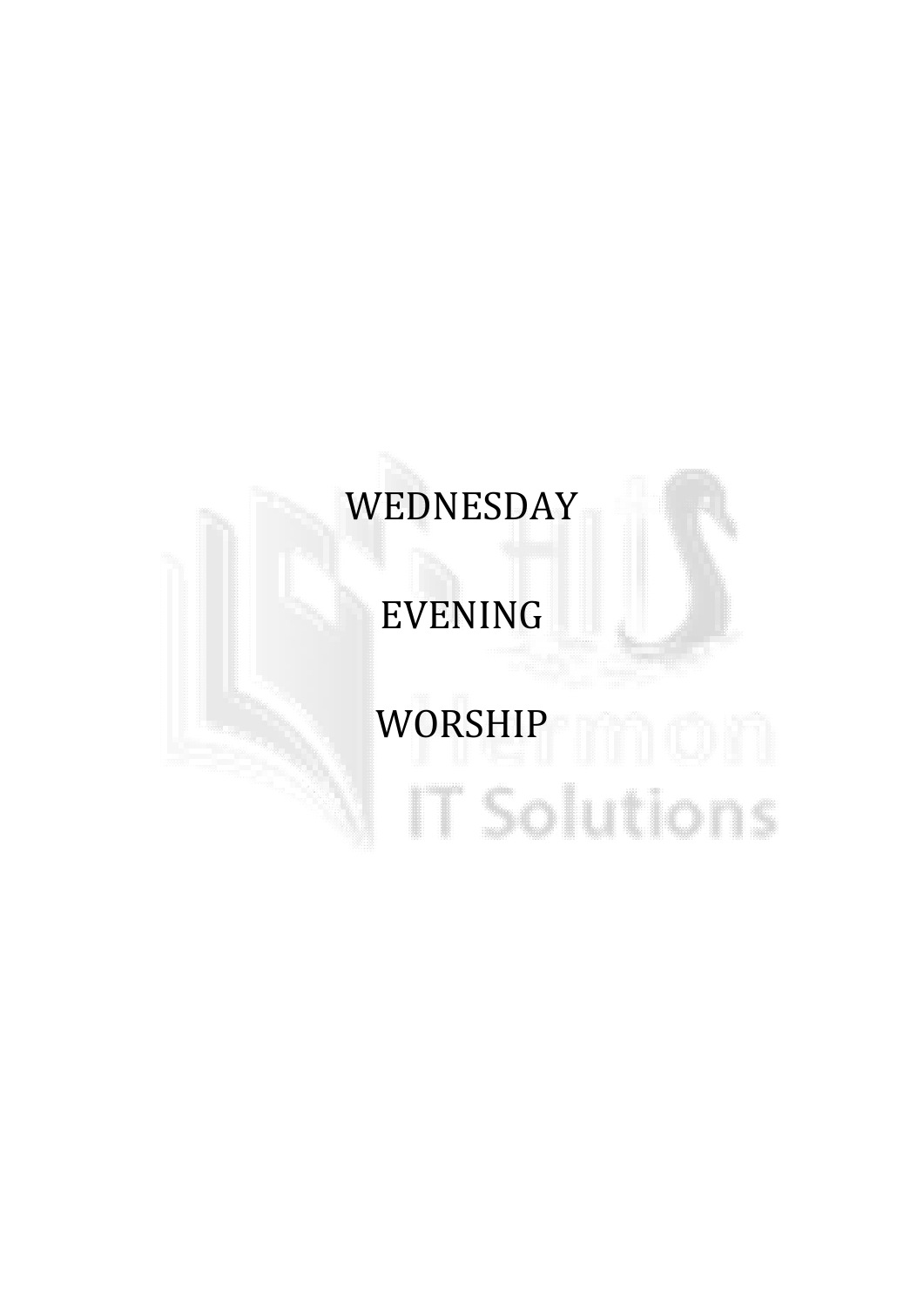# WEDNESDAY

# EVENING

# WORSHIP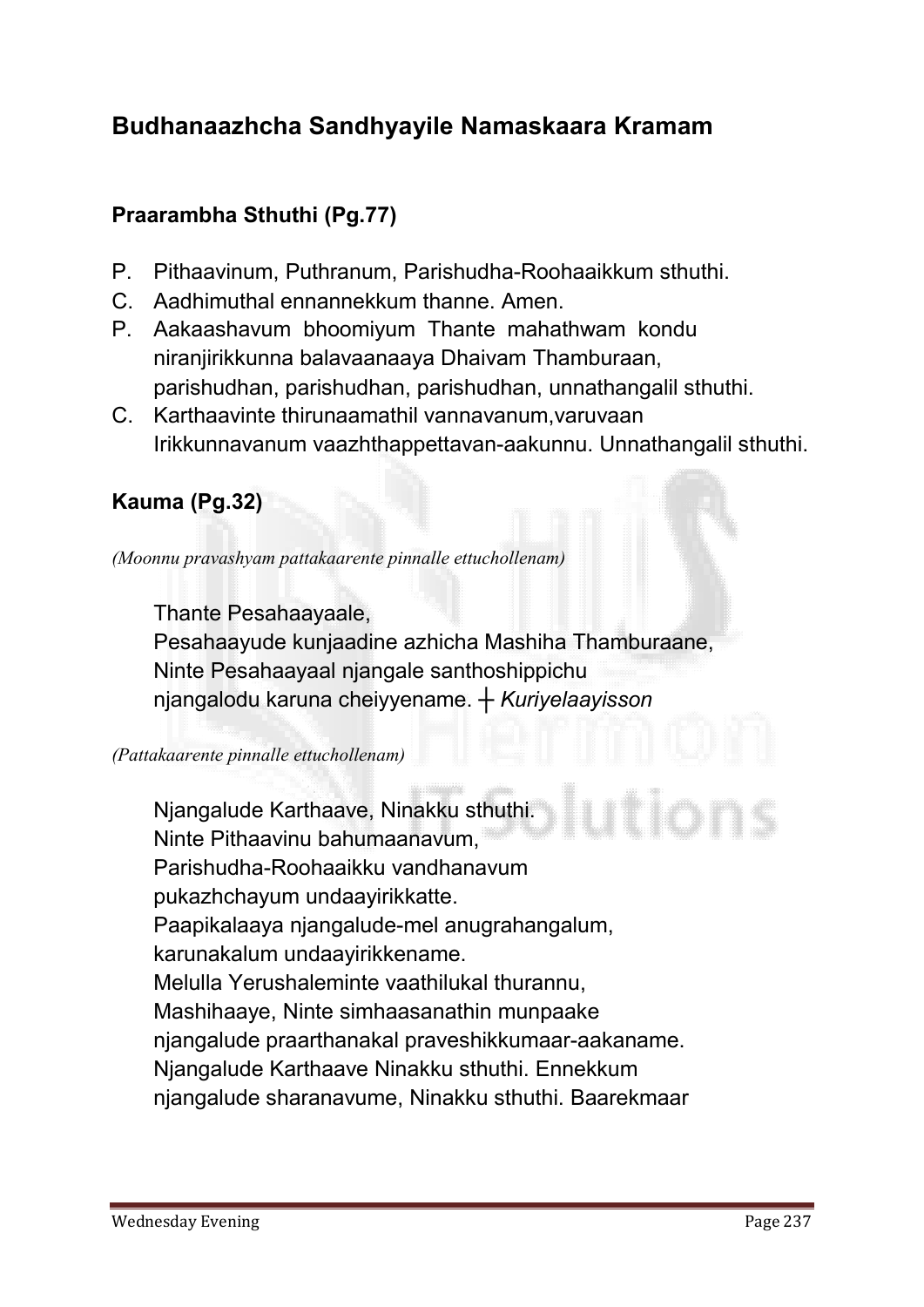## Budhanaazhcha Sandhyayile Namaskaara Kramam

### Praarambha Sthuthi (Pg.77)

P. Pithaavinum, Puthranum, Parishudha-Roohaaikkum sthuthi.
C. Aadhimuthal ennannekkum thanne. Amen.
P. Aakaashavum bhoomiyum Thante mahathwam kondu niranjirikkunna balavaanaaya Dhaivam Thamburaan, parishudhan, parishudhan, parishudhan, unnathangalil sthuthi.
C. Karthaavinte thirunaamathil vannavanum,varuvaan Irikkunnavanum vaazhthappettavan-aakunnu. Unnathangalil sthuthi.

### Kauma (Pg.32)

*(Moonnu pravashyam pattakaarente pinnalle ettuchollenam)*

Thante Pesahaayaale,
Pesahaayude kunjaadine azhicha Mashiha Thamburaane,
Ninte Pesahaayaal njangale santhoshippichu
njangalodu karuna cheiyyename. ┼ *Kuriyelaayisson*

*(Pattakaarente pinnalle ettuchollenam)*

Njangalude Karthaave, Ninakku sthuthi.
Ninte Pithaavinu bahumaanavum,
Parishudha-Roohaaikku vandhanavum
pukazhchayum undaayirikkatte.
Paapikalaaya njangalude-mel anugrahangalum,
karunakalum undaayirikkename.
Melulla Yerushaleminte vaathilukal thurannu,
Mashihaaye, Ninte simhaasanathin munpaake
njangalude praarthanakal praveshikkumaar-aakaname.
Njangalude Karthaave Ninakku sthuthi. Ennekkum
njangalude sharanavume, Ninakku sthuthi. Baarekmaar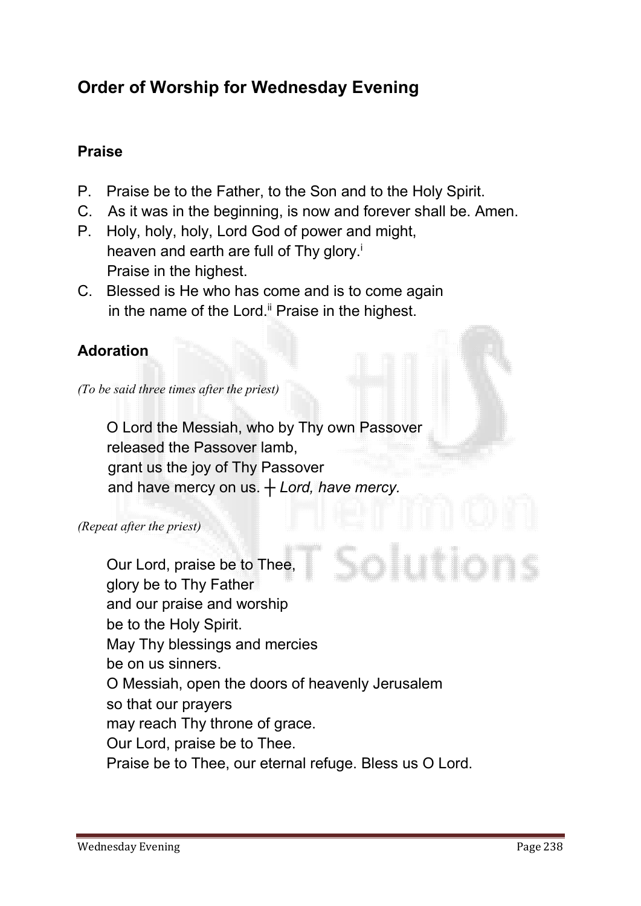## Order of Worship for Wednesday Evening

### Praise

P. Praise be to the Father, to the Son and to the Holy Spirit.
C. As it was in the beginning, is now and forever shall be. Amen.
P. Holy, holy, holy, Lord God of power and might,
heaven and earth are full of Thy glory.[i]
Praise in the highest.
C. Blessed is He who has come and is to come again
in the name of the Lord.[ii] Praise in the highest.

### Adoration

*(To be said three times after the priest)*

O Lord the Messiah, who by Thy own Passover
released the Passover lamb,
grant us the joy of Thy Passover
and have mercy on us. ┼ *Lord, have mercy.*

*(Repeat after the priest)*

Our Lord, praise be to Thee,
glory be to Thy Father
and our praise and worship
be to the Holy Spirit.
May Thy blessings and mercies
be on us sinners.
O Messiah, open the doors of heavenly Jerusalem
so that our prayers
may reach Thy throne of grace.
Our Lord, praise be to Thee.
Praise be to Thee, our eternal refuge. Bless us O Lord.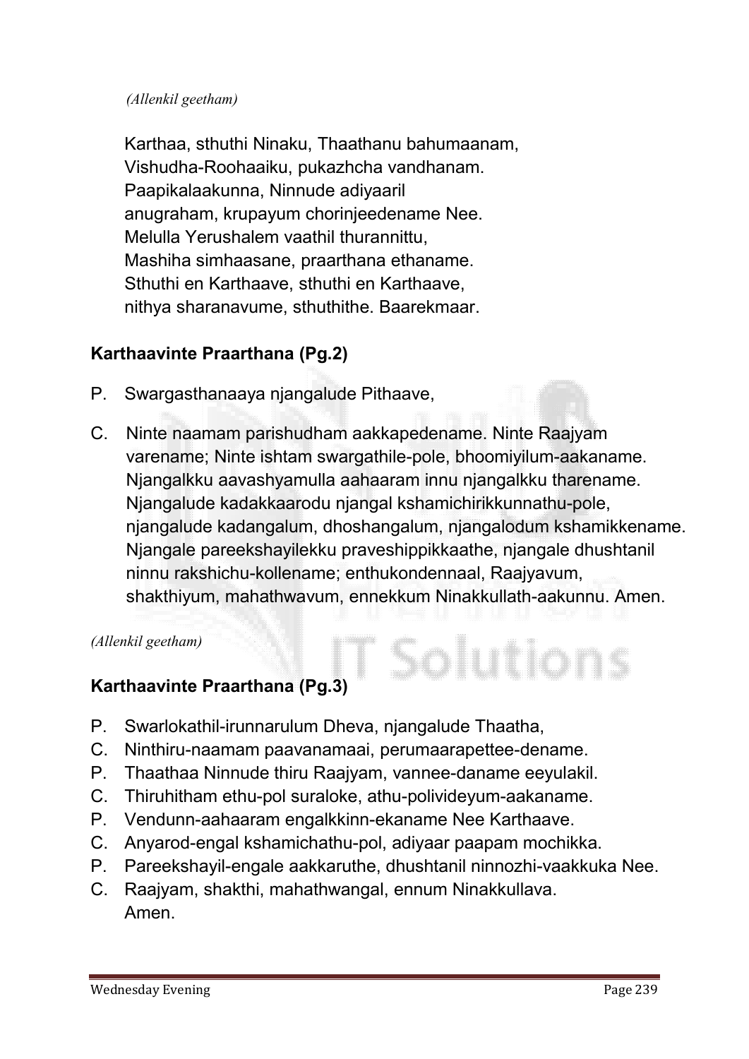*(Allenkil geetham)*

Karthaa, sthuthi Ninaku, Thaathanu bahumaanam,
Vishudha-Roohaaiku, pukazhcha vandhanam.
Paapikalaakunna, Ninnude adiyaaril
anugraham, krupayum chorinjeedename Nee.
Melulla Yerushalem vaathil thurannittu,
Mashiha simhaasane, praarthana ethaname.
Sthuthi en Karthaave, sthuthi en Karthaave,
nithya sharanavume, sthuthithe. Baarekmaar.

**Karthaavinte Praarthana (Pg.2)**

P. Swargasthanaaya njangalude Pithaave,

C. Ninte naamam parishudham aakkapedename. Ninte Raajyam varename; Ninte ishtam swargathile-pole, bhoomiyilum-aakaname. Njangalkku aavashyamulla aahaaram innu njangalkku tharename. Njangalude kadakkaarodu njangal kshamichirikkunnathu-pole, njangalude kadangalum, dhoshangalum, njangalodum kshamikkename. Njangale pareekshayilekku praveshippikkaathe, njangale dhushtanil ninnu rakshichu-kollename; enthukondennaal, Raajyavum, shakthiyum, mahathwavum, ennekkum Ninakkullath-aakunnu. Amen.

*(Allenkil geetham)*

**Karthaavinte Praarthana (Pg.3)**

P. Swarlokathil-irunnarulum Dheva, njangalude Thaatha,
C. Ninthiru-naamam paavanamaai, perumaarapettee-dename.
P. Thaathaa Ninnude thiru Raajyam, vannee-daname eeyulakil.
C. Thiruhitham ethu-pol suraloke, athu-polivideyum-aakaname.
P. Vendunn-aahaaram engalkkinn-ekaname Nee Karthaave.
C. Anyarod-engal kshamichathu-pol, adiyaar paapam mochikka.
P. Pareekshayil-engale aakkaruthe, dhushtanil ninnozhi-vaakkuka Nee.
C. Raajyam, shakthi, mahathwangal, ennum Ninakkullava.
Amen.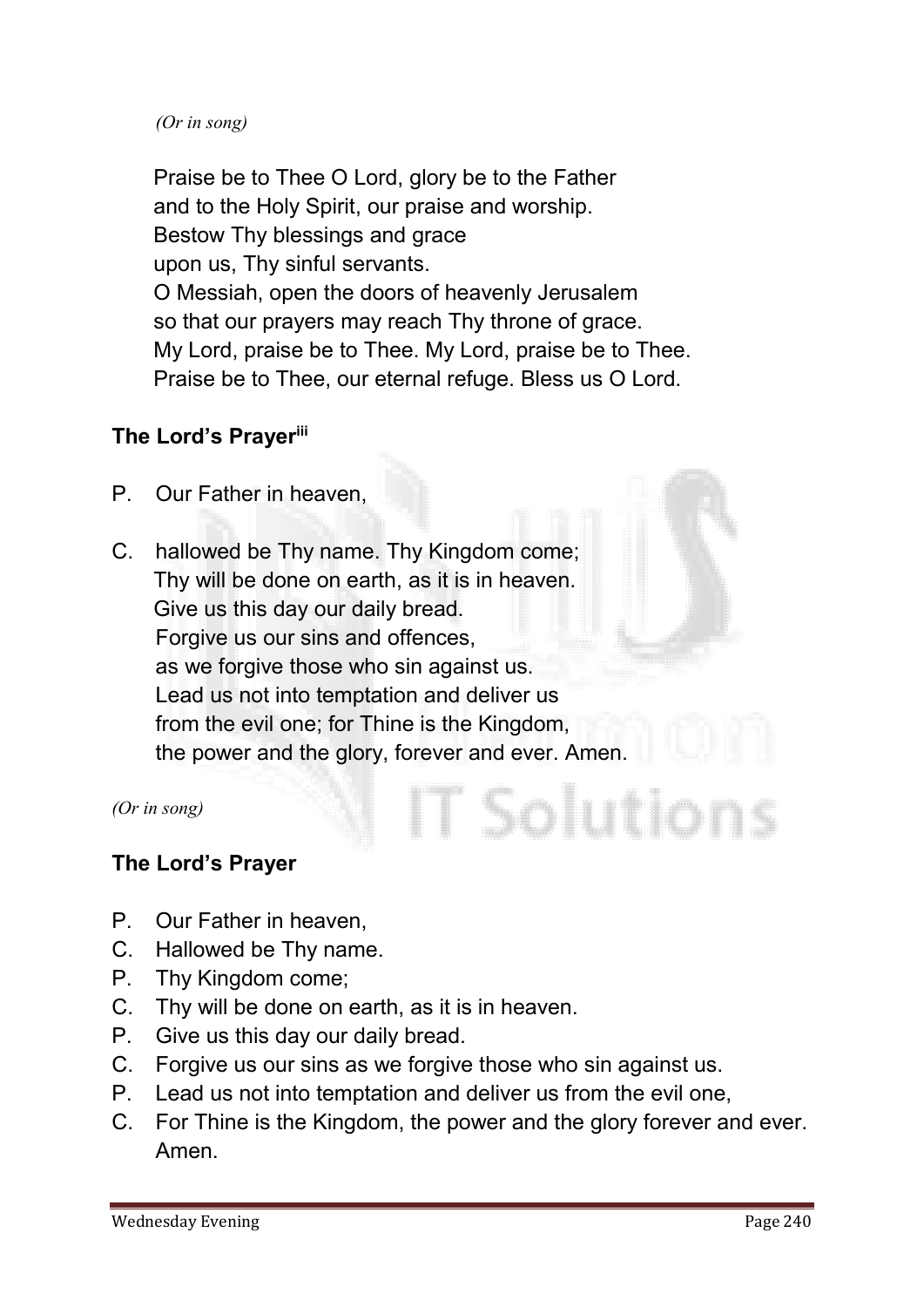*(Or in song)*

Praise be to Thee O Lord, glory be to the Father
and to the Holy Spirit, our praise and worship.
Bestow Thy blessings and grace
upon us, Thy sinful servants.
O Messiah, open the doors of heavenly Jerusalem
so that our prayers may reach Thy throne of grace.
My Lord, praise be to Thee. My Lord, praise be to Thee.
Praise be to Thee, our eternal refuge. Bless us O Lord.

**The Lord's Prayer[iii]**

P. Our Father in heaven,

C. hallowed be Thy name. Thy Kingdom come;
Thy will be done on earth, as it is in heaven.
Give us this day our daily bread.
Forgive us our sins and offences,
as we forgive those who sin against us.
Lead us not into temptation and deliver us
from the evil one; for Thine is the Kingdom,
the power and the glory, forever and ever. Amen.

*(Or in song)*

**The Lord's Prayer**

P. Our Father in heaven,
C. Hallowed be Thy name.
P. Thy Kingdom come;
C. Thy will be done on earth, as it is in heaven.
P. Give us this day our daily bread.
C. Forgive us our sins as we forgive those who sin against us.
P. Lead us not into temptation and deliver us from the evil one,
C. For Thine is the Kingdom, the power and the glory forever and ever. Amen.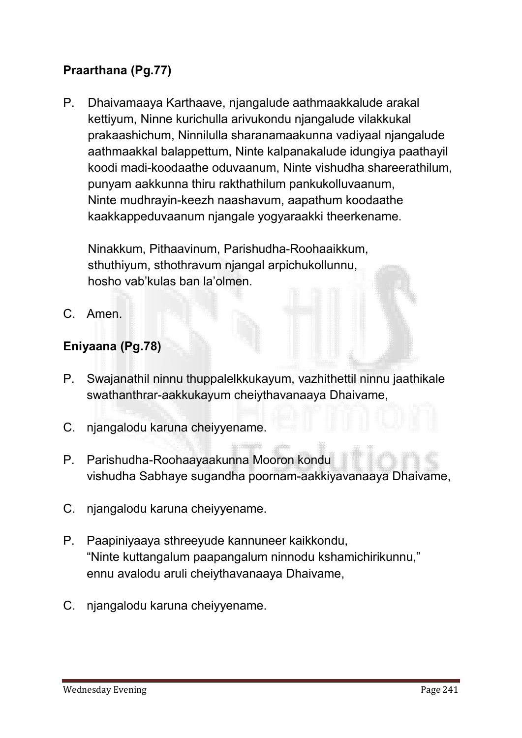**Praarthana (Pg.77)**

P. Dhaivamaaya Karthaave, njangalude aathmaakkalude arakal kettiyum, Ninne kurichulla arivukondu njangalude vilakkukal prakaashichum, Ninnilulla sharanamaakunna vadiyaal njangalude aathmaakkal balappettum, Ninte kalpanakalude idungiya paathayil koodi madi-koodaathe oduvaanum, Ninte vishudha shareerathilum, punyam aakkunna thiru rakthathilum pankukolluvaanum, Ninte mudhrayin-keezh naashavum, aapathum koodaathe kaakkappeduvaanum njangale yogyaraakki theerkename.

Ninakkum, Pithaavinum, Parishudha-Roohaaikkum, sthuthiyum, sthothravum njangal arpichukollunnu, hosho vab'kulas ban la'olmen.

C. Amen.

**Eniyaana (Pg.78)**

P. Swajanathil ninnu thuppalelkkukayum, vazhithettil ninnu jaathikale swathanthrar-aakkukayum cheiythavanaaya Dhaivame,

C. njangalodu karuna cheiyyename.

P. Parishudha-Roohaayaakunna Mooron kondu vishudha Sabhaye sugandha poornam-aakkiyavanaaya Dhaivame,

C. njangalodu karuna cheiyyename.

P. Paapiniyaaya sthreeyude kannuneer kaikkondu, "Ninte kuttangalum paapangalum ninnodu kshamichirikunnu," ennu avalodu aruli cheiythavanaaya Dhaivame,

C. njangalodu karuna cheiyyename.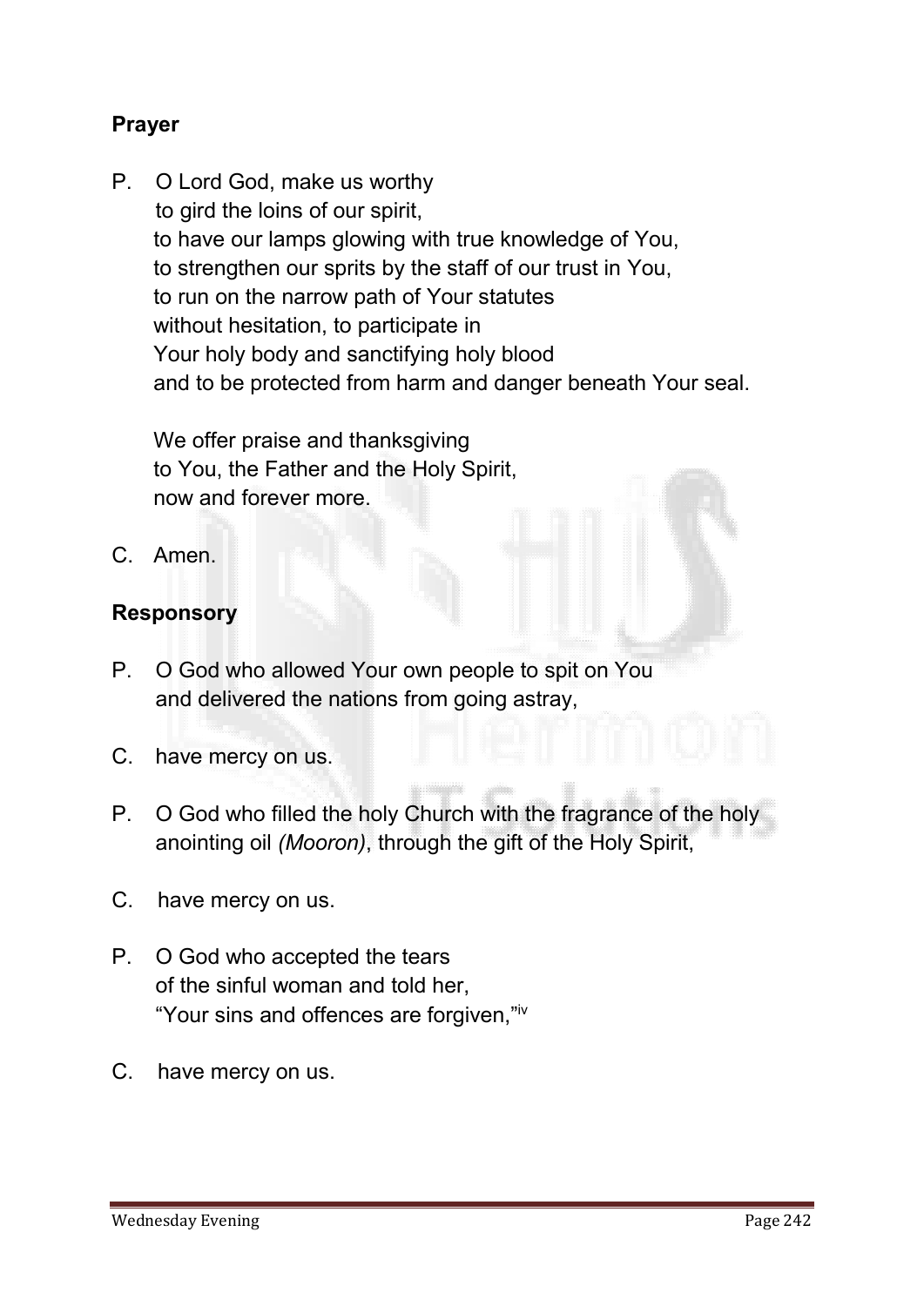**Prayer**

P. O Lord God, make us worthy
to gird the loins of our spirit,
to have our lamps glowing with true knowledge of You,
to strengthen our sprits by the staff of our trust in You,
to run on the narrow path of Your statutes
without hesitation, to participate in
Your holy body and sanctifying holy blood
and to be protected from harm and danger beneath Your seal.

We offer praise and thanksgiving
to You, the Father and the Holy Spirit,
now and forever more.

C. Amen.

**Responsory**

P. O God who allowed Your own people to spit on You
and delivered the nations from going astray,

C. have mercy on us.

P. O God who filled the holy Church with the fragrance of the holy anointing oil *(Mooron)*, through the gift of the Holy Spirit,

C. have mercy on us.

P. O God who accepted the tears
of the sinful woman and told her,
"Your sins and offences are forgiven,"[iv]

C. have mercy on us.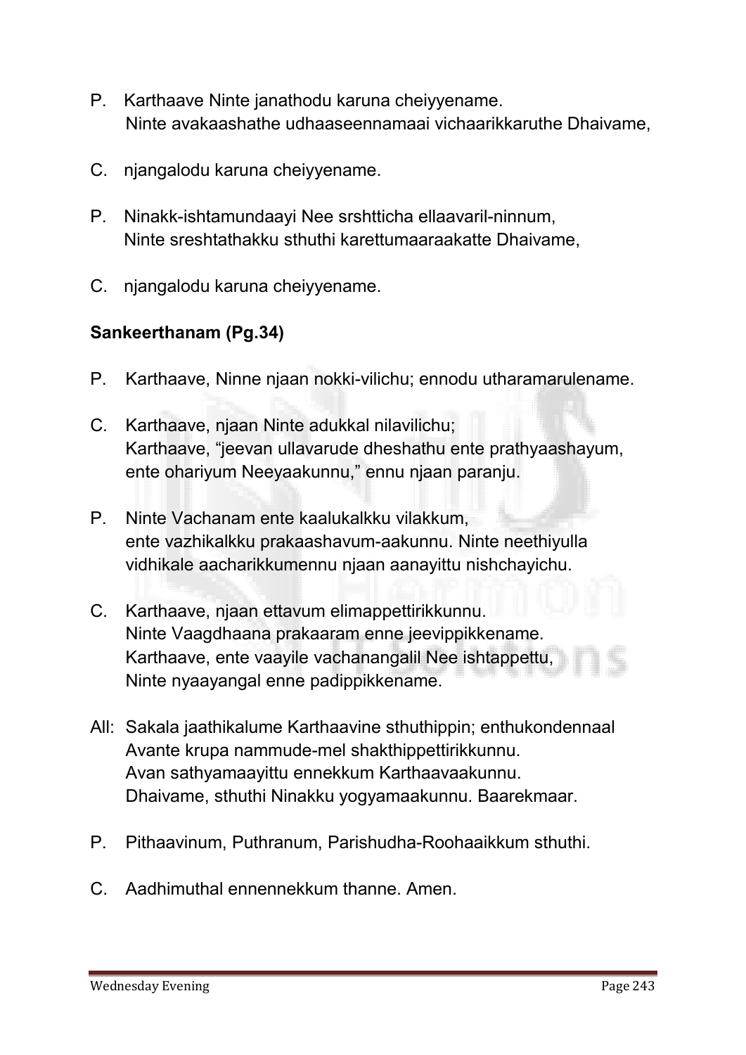P. Karthaave Ninte janathodu karuna cheiyyename.
Ninte avakaashathe udhaaseennamaai vichaarikkaruthe Dhaivame,

C. njangalodu karuna cheiyyename.

P. Ninakk-ishtamundaayi Nee srshtticha ellaavaril-ninnum,
Ninte sreshtathakku sthuthi karettumaaraakatte Dhaivame,

C. njangalodu karuna cheiyyename.

**Sankeerthanam (Pg.34)**

P. Karthaave, Ninne njaan nokki-vilichu; ennodu utharamarulename.

C. Karthaave, njaan Ninte adukkal nilavilichu;
Karthaave, "jeevan ullavarude dheshathu ente prathyaashayum,
ente ohariyum Neeyaakunnu," ennu njaan paranju.

P. Ninte Vachanam ente kaalukalkku vilakkum,
ente vazhikalkku prakaashavum-aakunnu. Ninte neethiyulla
vidhikale aacharikkumennu njaan aanayittu nishchayichu.

C. Karthaave, njaan ettavum elimappettirikkunnu.
Ninte Vaagdhaana prakaaram enne jeevippikkename.
Karthaave, ente vaayile vachanangalil Nee ishtappettu,
Ninte nyaayangal enne padippikkename.

All: Sakala jaathikalume Karthaavine sthuthippin; enthukondennaal
Avante krupa nammude-mel shakthippettirikkunnu.
Avan sathyamaayittu ennekkum Karthaavaakunnu.
Dhaivame, sthuthi Ninakku yogyamaakunnu. Baarekmaar.

P. Pithaavinum, Puthranum, Parishudha-Roohaaikkum sthuthi.

C. Aadhimuthal ennennekkum thanne. Amen.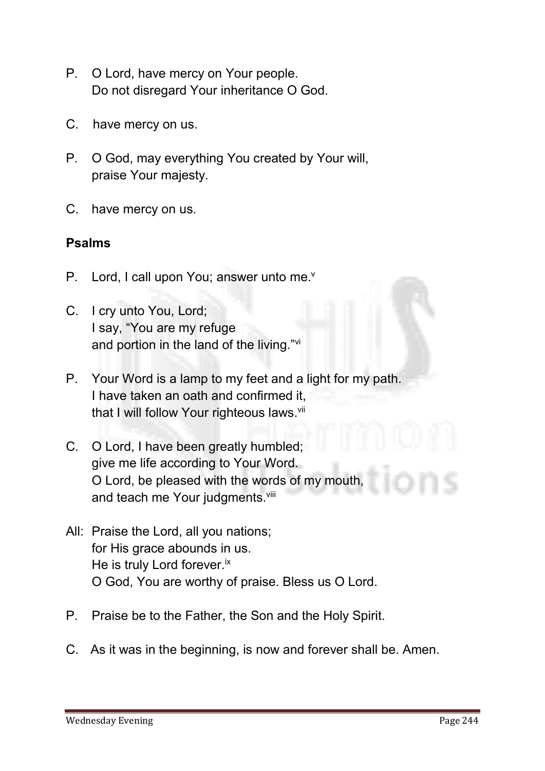P. O Lord, have mercy on Your people.
Do not disregard Your inheritance O God.

C. have mercy on us.

P. O God, may everything You created by Your will,
praise Your majesty.

C. have mercy on us.

**Psalms**

P. Lord, I call upon You; answer unto me.[v]

C. I cry unto You, Lord;
I say, "You are my refuge
and portion in the land of the living."[vi]

P. Your Word is a lamp to my feet and a light for my path.
I have taken an oath and confirmed it,
that I will follow Your righteous laws.[vii]

C. O Lord, I have been greatly humbled;
give me life according to Your Word.
O Lord, be pleased with the words of my mouth,
and teach me Your judgments.[viii]

All: Praise the Lord, all you nations;
for His grace abounds in us.
He is truly Lord forever.[ix]
O God, You are worthy of praise. Bless us O Lord.

P. Praise be to the Father, the Son and the Holy Spirit.

C. As it was in the beginning, is now and forever shall be. Amen.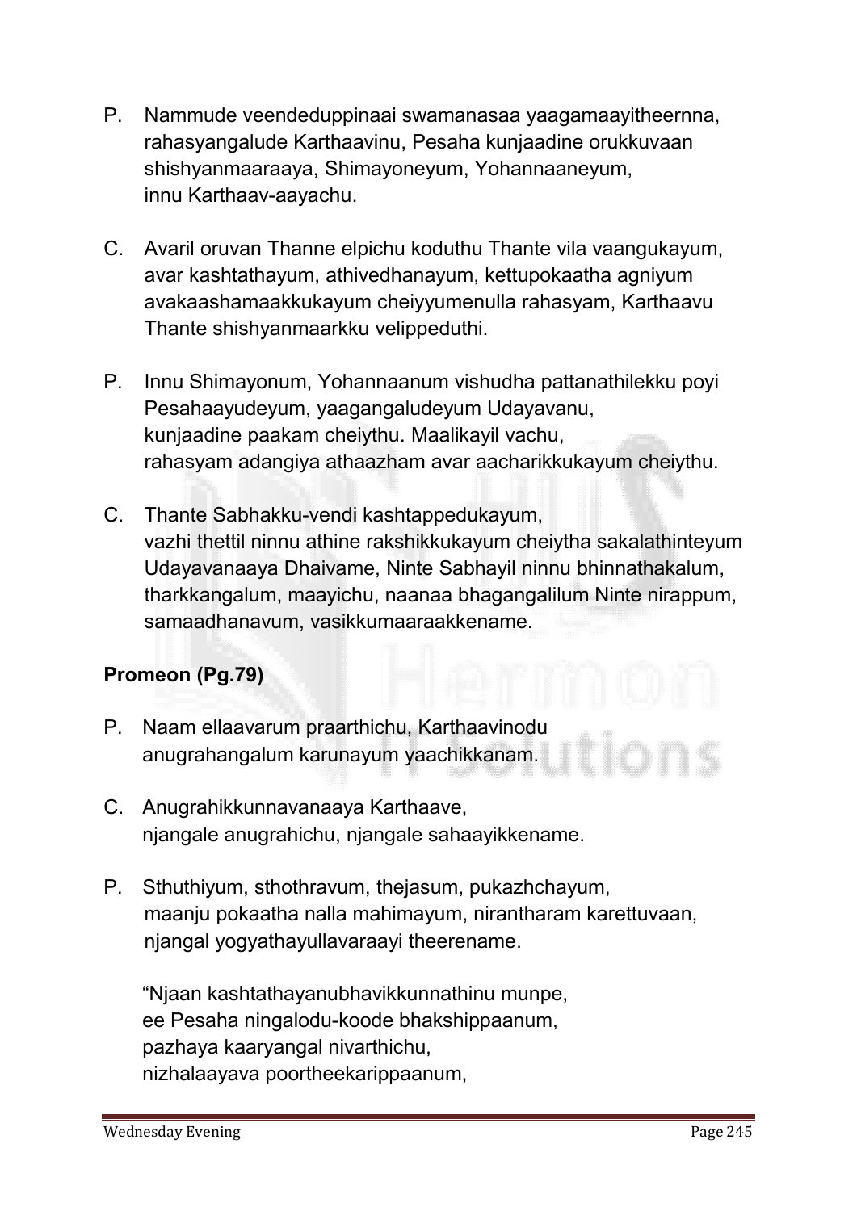P. Nammude veendeduppinaai swamanasaa yaagamaayitheernna, rahasyangalude Karthaavinu, Pesaha kunjaadine orukkuvaan shishyanmaaraaya, Shimayoneyum, Yohannaaneyum, innu Karthaav-aayachu.

C. Avaril oruvan Thanne elpichu koduthu Thante vila vaangukayum, avar kashtathayum, athivedhanayum, kettupokaatha agniyum avakaashamaakkukayum cheiyyumenulla rahasyam, Karthaavu Thante shishyanmaarkku velippeduthi.

P. Innu Shimayonum, Yohannaanum vishudha pattanathilekku poyi Pesahaayudeyum, yaagangaludeyum Udayavanu, kunjaadine paakam cheiythu. Maalikayil vachu, rahasyam adangiya athaazham avar aacharikkukayum cheiythu.

C. Thante Sabhakku-vendi kashtappedukayum, vazhi thettil ninnu athine rakshikkukayum cheiytha sakalathinteyum Udayavanaaya Dhaivame, Ninte Sabhayil ninnu bhinnathakalum, tharkkangalum, maayichu, naanaa bhagangalilum Ninte nirappum, samaadhanavum, vasikkumaaraakkename.

**Promeon (Pg.79)**

P. Naam ellaavarum praarthichu, Karthaavinodu anugrahangalum karunayum yaachikkanam.

C. Anugrahikkunnavanaaya Karthaave, njangale anugrahichu, njangale sahaayikkename.

P. Sthuthiyum, sthothravum, thejasum, pukazhchayum, maanju pokaatha nalla mahimayum, nirantharam karettuvaan, njangal yogyathayullavaraayi theerename.

"Njaan kashtathayanubhavikkunnathinu munpe,
ee Pesaha ningalodu-koode bhakshippaanum,
pazhaya kaaryangal nivarthichu,
nizhalaayava poortheekarippaanum,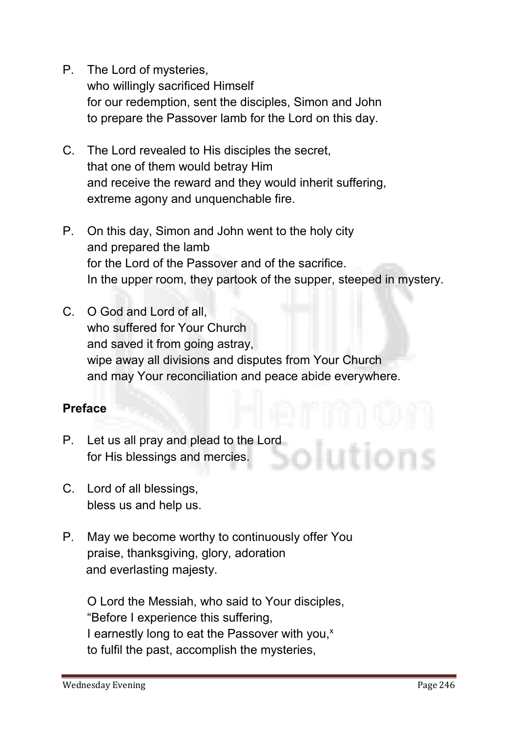P. The Lord of mysteries,
who willingly sacrificed Himself
for our redemption, sent the disciples, Simon and John
to prepare the Passover lamb for the Lord on this day.

C. The Lord revealed to His disciples the secret,
that one of them would betray Him
and receive the reward and they would inherit suffering,
extreme agony and unquenchable fire.

P. On this day, Simon and John went to the holy city
and prepared the lamb
for the Lord of the Passover and of the sacrifice.
In the upper room, they partook of the supper, steeped in mystery.

C. O God and Lord of all,
who suffered for Your Church
and saved it from going astray,
wipe away all divisions and disputes from Your Church
and may Your reconciliation and peace abide everywhere.

**Preface**

P. Let us all pray and plead to the Lord
for His blessings and mercies.

C. Lord of all blessings,
bless us and help us.

P. May we become worthy to continuously offer You
praise, thanksgiving, glory, adoration
and everlasting majesty.

O Lord the Messiah, who said to Your disciples,
"Before I experience this suffering,
I earnestly long to eat the Passover with you,[x]
to fulfil the past, accomplish the mysteries,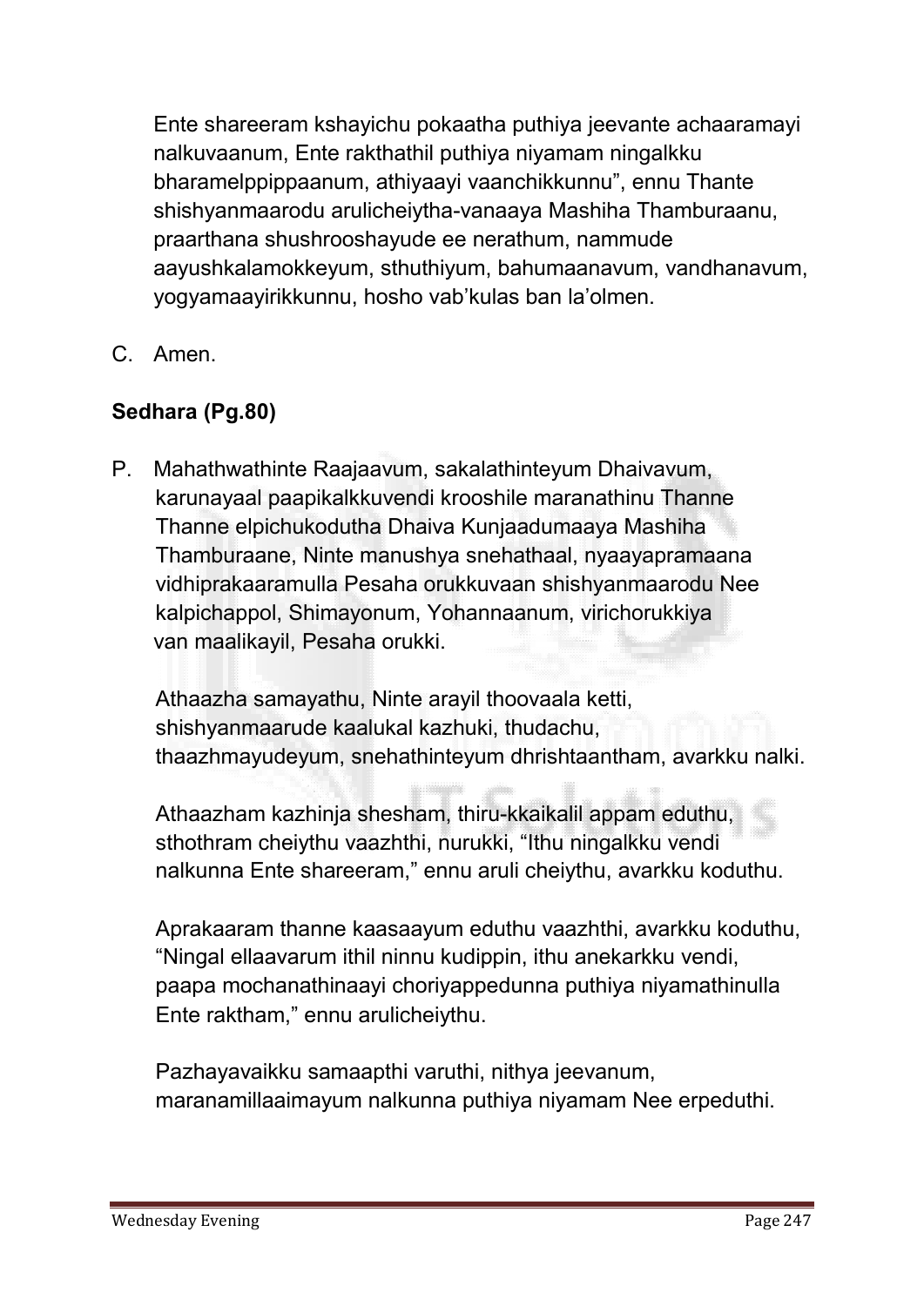Ente shareeram kshayichu pokaatha puthiya jeevante achaaramayi nalkuvaanum, Ente rakthathil puthiya niyamam ningalkku bharamelppippaanum, athiyaayi vaanchikkunnu", ennu Thante shishyanmaarodu arulicheiytha-vanaaya Mashiha Thamburaanu, praarthana shushrooshayude ee nerathum, nammude aayushkalamokkeyum, sthuthiyum, bahumaanavum, vandhanavum, yogyamaayirikkunnu, hosho vab'kulas ban la'olmen.

C. Amen.

**Sedhara (Pg.80)**

P. Mahathwathinte Raajaavum, sakalathinteyum Dhaivavum, karunayaal paapikalkkuvendi krooshile maranathinu Thanne Thanne elpichukodutha Dhaiva Kunjaadumaaya Mashiha Thamburaane, Ninte manushya snehathaal, nyaayapramaana vidhiprakaaramulla Pesaha orukkuvaan shishyanmaarodu Nee kalpichappol, Shimayonum, Yohannaanum, virichorukkiya van maalikayil, Pesaha orukki.

Athaazha samayathu, Ninte arayil thoovaala ketti, shishyanmaarude kaalukal kazhuki, thudachu, thaazhmayudeyum, snehathinteyum dhrishtaantham, avarkku nalki.

Athaazham kazhinja shesham, thiru-kkaikalil appam eduthu, sthothram cheiythu vaazhthi, nurukki, "Ithu ningalkku vendi nalkunna Ente shareeram," ennu aruli cheiythu, avarkku koduthu.

Aprakaaram thanne kaasaayum eduthu vaazhthi, avarkku koduthu, "Ningal ellaavarum ithil ninnu kudippin, ithu anekarkku vendi, paapa mochanathinaayi choriyappedunna puthiya niyamathinulla Ente raktham," ennu arulicheiythu.

Pazhayavaikku samaapthi varuthi, nithya jeevanum, maranamillaaimayum nalkunna puthiya niyamam Nee erpeduthi.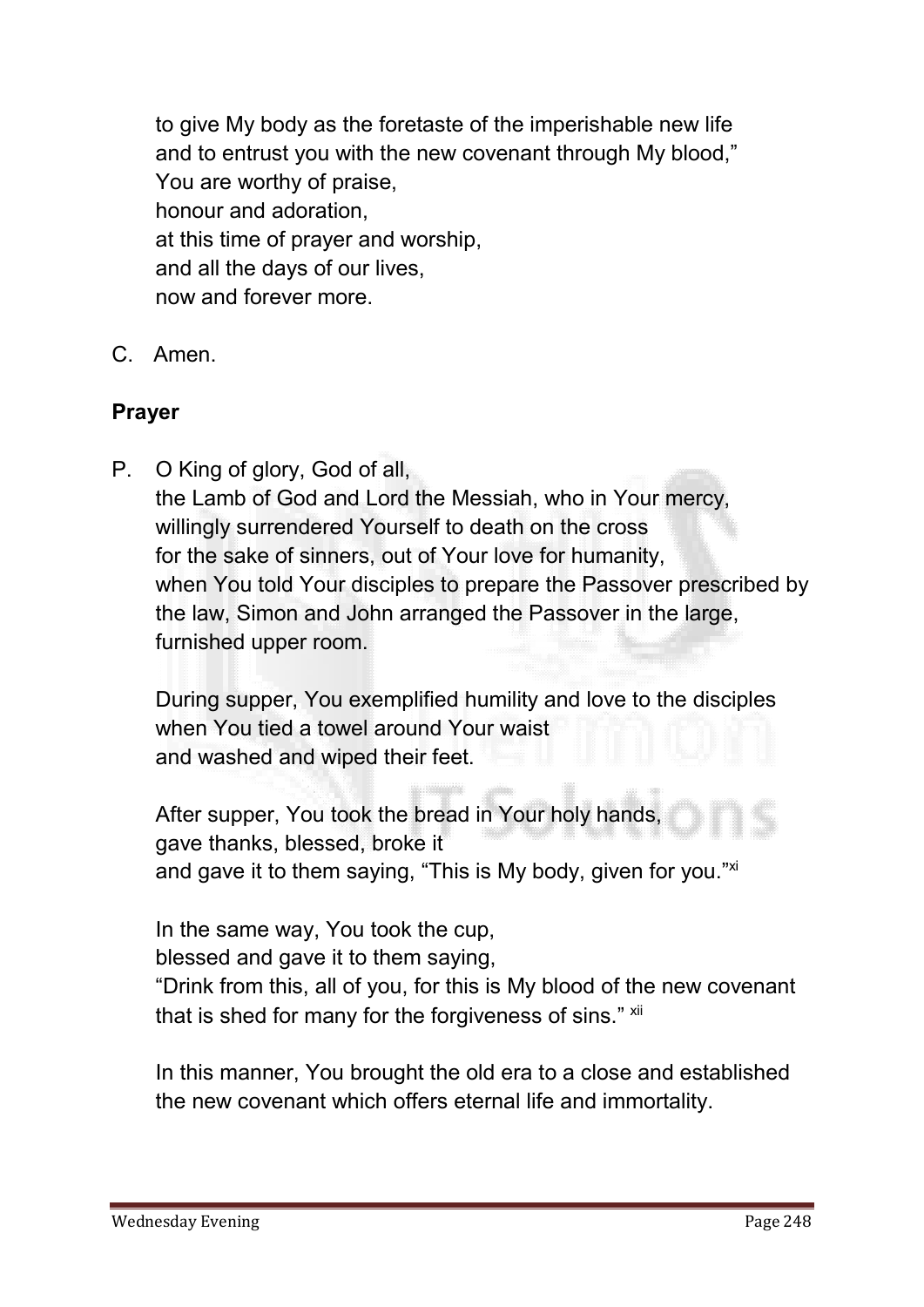to give My body as the foretaste of the imperishable new life
and to entrust you with the new covenant through My blood,"
You are worthy of praise,
honour and adoration,
at this time of prayer and worship,
and all the days of our lives,
now and forever more.

C. Amen.

**Prayer**

P. O King of glory, God of all,
the Lamb of God and Lord the Messiah, who in Your mercy,
willingly surrendered Yourself to death on the cross
for the sake of sinners, out of Your love for humanity,
when You told Your disciples to prepare the Passover prescribed by the law, Simon and John arranged the Passover in the large, furnished upper room.

During supper, You exemplified humility and love to the disciples
when You tied a towel around Your waist
and washed and wiped their feet.

After supper, You took the bread in Your holy hands,
gave thanks, blessed, broke it
and gave it to them saying, "This is My body, given for you."[xi]

In the same way, You took the cup,
blessed and gave it to them saying,
"Drink from this, all of you, for this is My blood of the new covenant that is shed for many for the forgiveness of sins." [xii]

In this manner, You brought the old era to a close and established the new covenant which offers eternal life and immortality.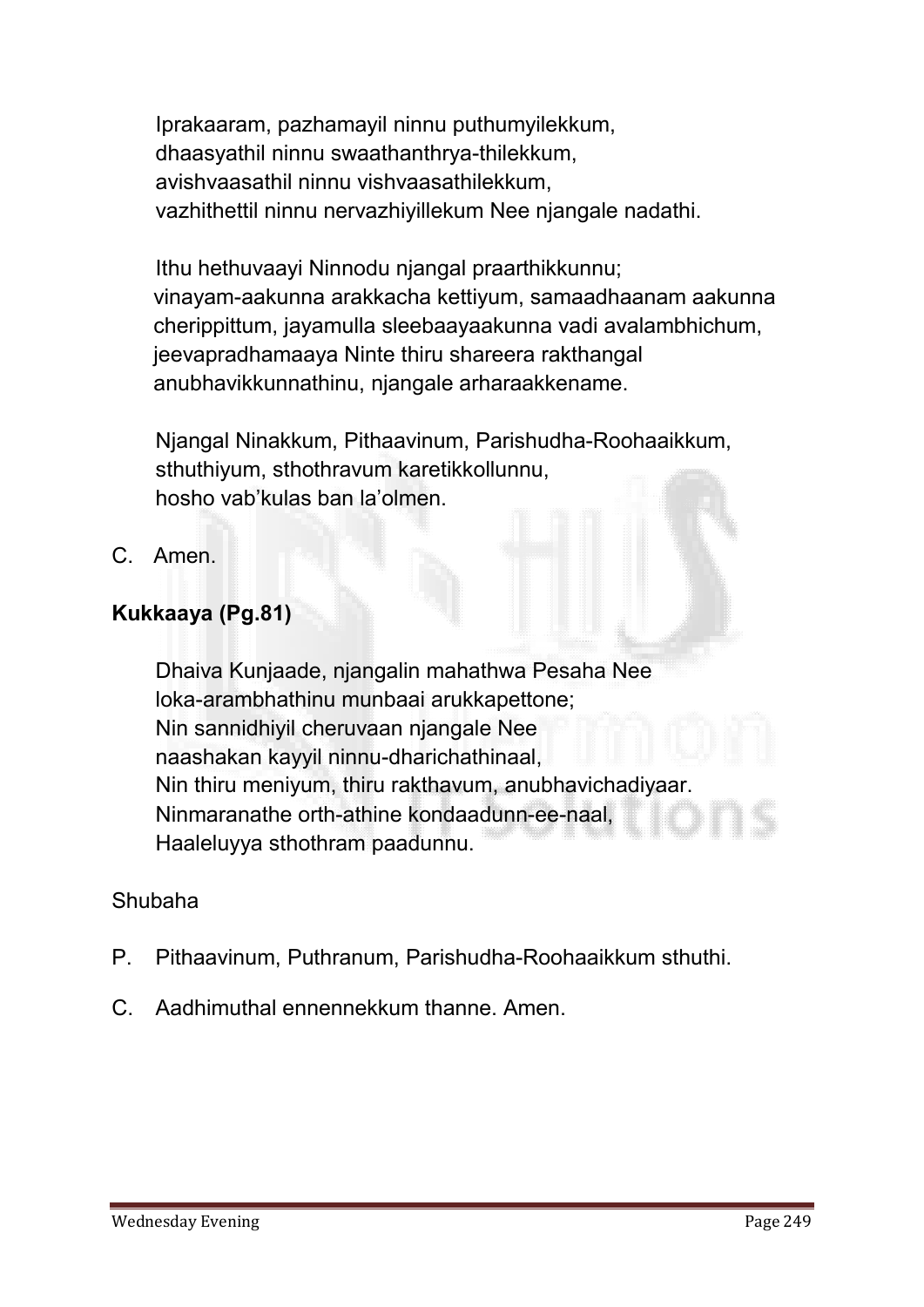Iprakaaram, pazhamayil ninnu puthumyilekkum,
dhaasyathil ninnu swaathanthrya-thilekkum,
avishvaasathil ninnu vishvaasathilekkum,
vazhithettil ninnu nervazhiyillekum Nee njangale nadathi.

Ithu hethuvaayi Ninnodu njangal praarthikkunnu;
vinayam-aakunna arakkacha kettiyum, samaadhaanam aakunna
cherippittum, jayamulla sleebaayaakunna vadi avalambhichum,
jeevapradhamaaya Ninte thiru shareera rakthangal
anubhavikkunnathinu, njangale arharaakkename.

Njangal Ninakkum, Pithaavinum, Parishudha-Roohaaikkum,
sthuthiyum, sthothravum karetikkollunnu,
hosho vab'kulas ban la'olmen.

C. Amen.

**Kukkaaya (Pg.81)**

Dhaiva Kunjaade, njangalin mahathwa Pesaha Nee
loka-arambhathinu munbaai arukkapettone;
Nin sannidhiyil cheruvaan njangale Nee
naashakan kayyil ninnu-dharichathinaal,
Nin thiru meniyum, thiru rakthavum, anubhavichadiyaar.
Ninmaranathe orth-athine kondaadunn-ee-naal,
Haaleluyya sthothram paadunnu.

Shubaha

P. Pithaavinum, Puthranum, Parishudha-Roohaaikkum sthuthi.

C. Aadhimuthal ennennekkum thanne. Amen.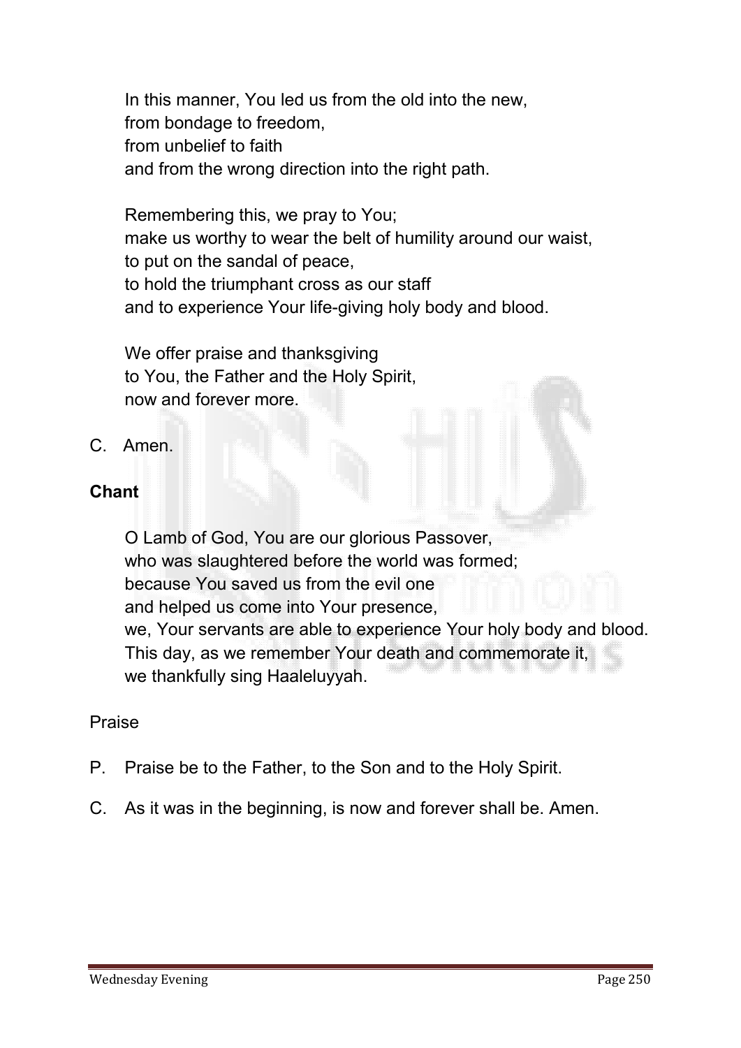In this manner, You led us from the old into the new,
from bondage to freedom,
from unbelief to faith
and from the wrong direction into the right path.

Remembering this, we pray to You;
make us worthy to wear the belt of humility around our waist,
to put on the sandal of peace,
to hold the triumphant cross as our staff
and to experience Your life-giving holy body and blood.

We offer praise and thanksgiving
to You, the Father and the Holy Spirit,
now and forever more.

C. Amen.

**Chant**

O Lamb of God, You are our glorious Passover,
who was slaughtered before the world was formed;
because You saved us from the evil one
and helped us come into Your presence,
we, Your servants are able to experience Your holy body and blood.
This day, as we remember Your death and commemorate it,
we thankfully sing Haaleluyyah.

Praise

P. Praise be to the Father, to the Son and to the Holy Spirit.

C. As it was in the beginning, is now and forever shall be. Amen.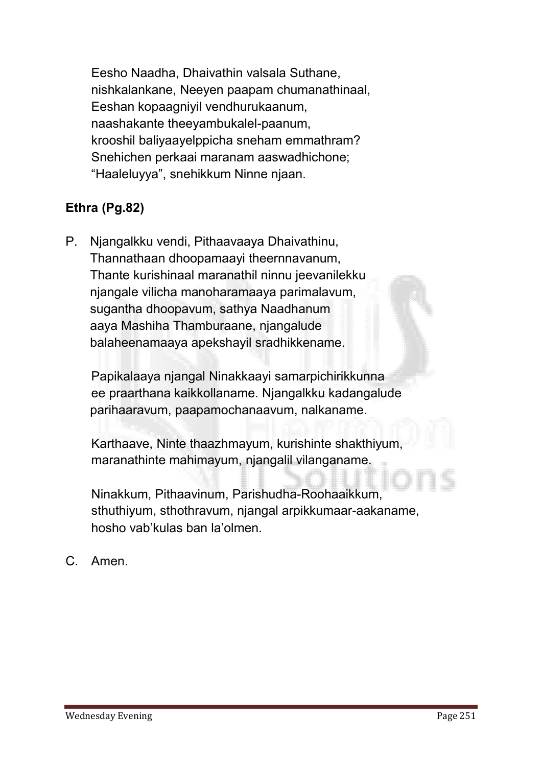Eesho Naadha, Dhaivathin valsala Suthane,
nishkalankane, Neeyen paapam chumanathinaal,
Eeshan kopaagniyil vendhurukaanum,
naashakante theeyambukalel-paanum,
krooshil baliyaayelppicha sneham emmathram?
Snehichen perkaai maranam aaswadhichone;
"Haaleluyya", snehikkum Ninne njaan.

**Ethra (Pg.82)**

P. Njangalkku vendi, Pithaavaaya Dhaivathinu,
Thannathaan dhoopamaayi theernnavanum,
Thante kurishinaal maranathil ninnu jeevanilekku
njangale vilicha manoharamaaya parimalavum,
sugantha dhoopavum, sathya Naadhanum
aaya Mashiha Thamburaane, njangalude
balaheenamaaya apekshayil sradhikkename.

Papikalaaya njangal Ninakkaayi samarpichirikkunna
ee praarthana kaikkollaname. Njangalkku kadangalude
parihaaravum, paapamochanaavum, nalkaname.

Karthaave, Ninte thaazhmayum, kurishinte shakthiyum,
maranathinte mahimayum, njangalil vilanganame.

Ninakkum, Pithaavinum, Parishudha-Roohaaikkum,
sthuthiyum, sthothravum, njangal arpikkumaar-aakaname,
hosho vab'kulas ban la'olmen.

C. Amen.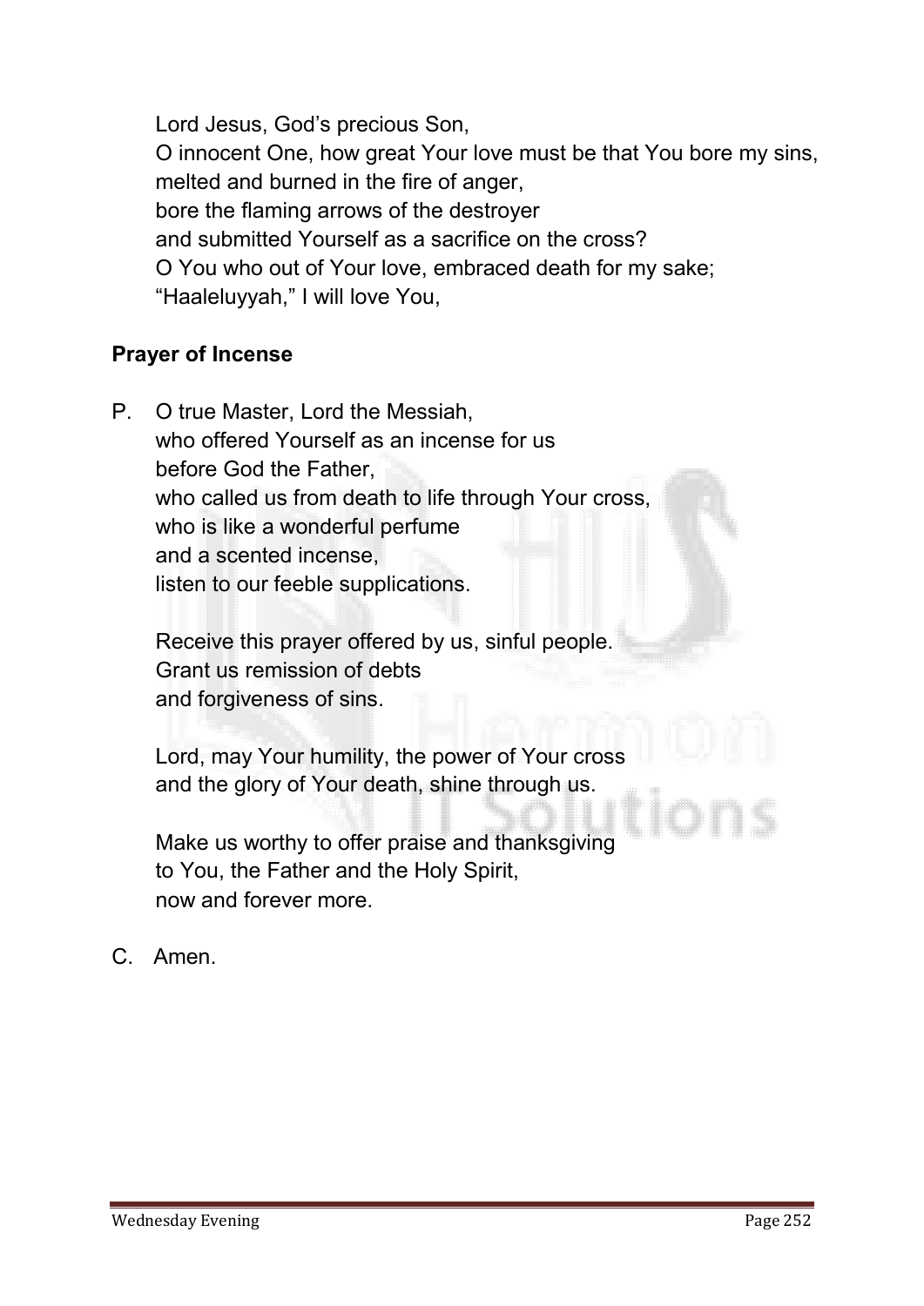Lord Jesus, God's precious Son,
O innocent One, how great Your love must be that You bore my sins,
melted and burned in the fire of anger,
bore the flaming arrows of the destroyer
and submitted Yourself as a sacrifice on the cross?
O You who out of Your love, embraced death for my sake;
"Haaleluyyah," I will love You,

**Prayer of Incense**

P. O true Master, Lord the Messiah,
who offered Yourself as an incense for us
before God the Father,
who called us from death to life through Your cross,
who is like a wonderful perfume
and a scented incense,
listen to our feeble supplications.

Receive this prayer offered by us, sinful people.
Grant us remission of debts
and forgiveness of sins.

Lord, may Your humility, the power of Your cross
and the glory of Your death, shine through us.

Make us worthy to offer praise and thanksgiving
to You, the Father and the Holy Spirit,
now and forever more.

C. Amen.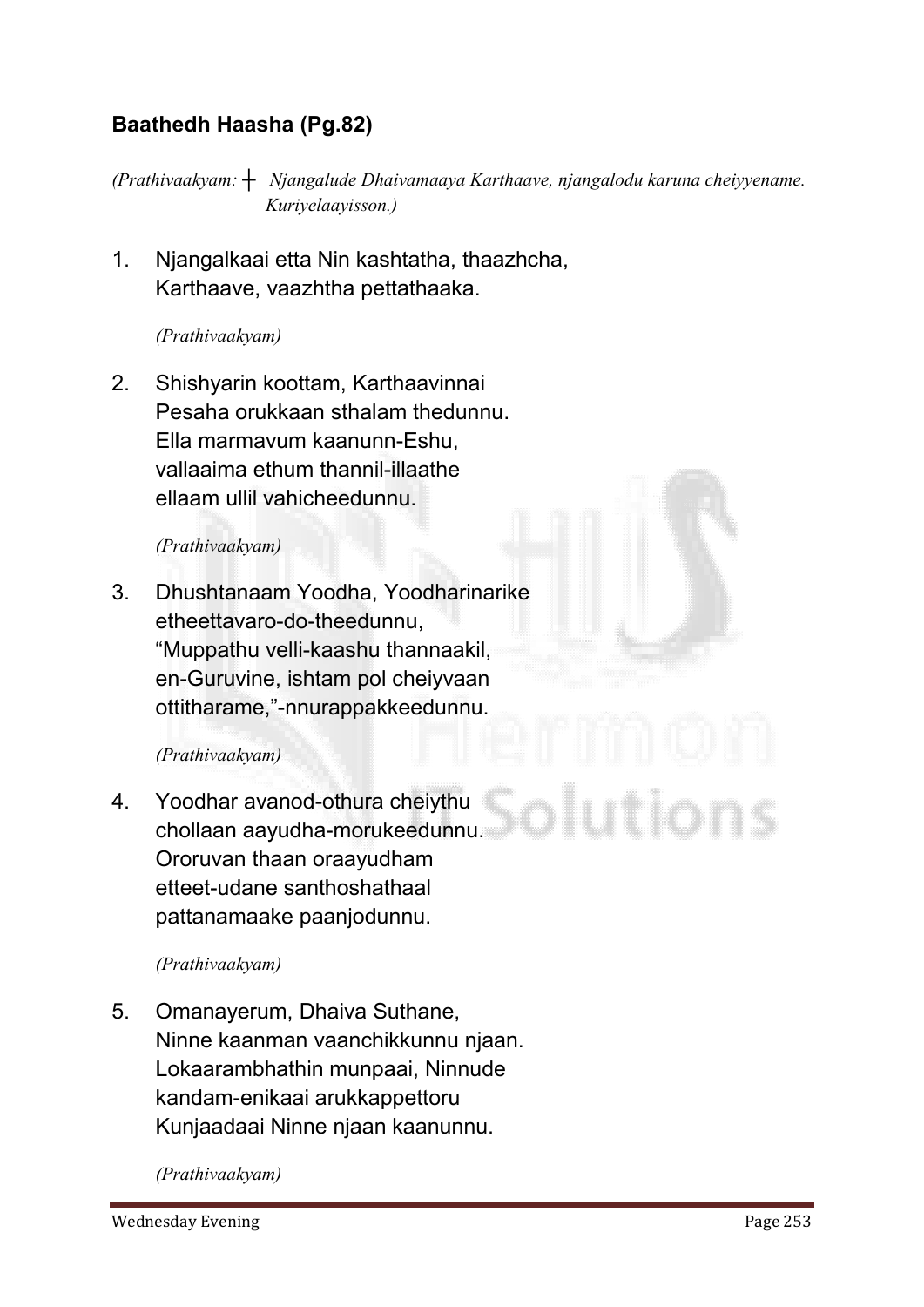**Baathedh Haasha (Pg.82)**

*(Prathivaakyam: ┼ Njangalude Dhaivamaaya Karthaave, njangalodu karuna cheiyyename. Kuriyelaayisson.)*

1. Njangalkaai etta Nin kashtatha, thaazhcha,
   Karthaave, vaazhtha pettathaaka.

   *(Prathivaakyam)*

2. Shishyarin koottam, Karthaavinnai
   Pesaha orukkaan sthalam thedunnu.
   Ella marmavum kaanunn-Eshu,
   vallaaima ethum thannil-illaathe
   ellaam ullil vahicheedunnu.

   *(Prathivaakyam)*

3. Dhushtanaam Yoodha, Yoodharinarike
   etheettavaro-do-theedunnu,
   "Muppathu velli-kaashu thannaakil,
   en-Guruvine, ishtam pol cheiyvaan
   ottitharame,"-nnurappakkeedunnu.

   *(Prathivaakyam)*

4. Yoodhar avanod-othura cheiythu
   chollaan aayudha-morukeedunnu.
   Ororuvan thaan oraayudham
   etteet-udane santhoshathaal
   pattanamaake paanjodunnu.

   *(Prathivaakyam)*

5. Omanayerum, Dhaiva Suthane,
   Ninne kaanman vaanchikkunnu njaan.
   Lokaarambhathin munpaai, Ninnude
   kandam-enikaai arukkappettoru
   Kunjaadaai Ninne njaan kaanunnu.

   *(Prathivaakyam)*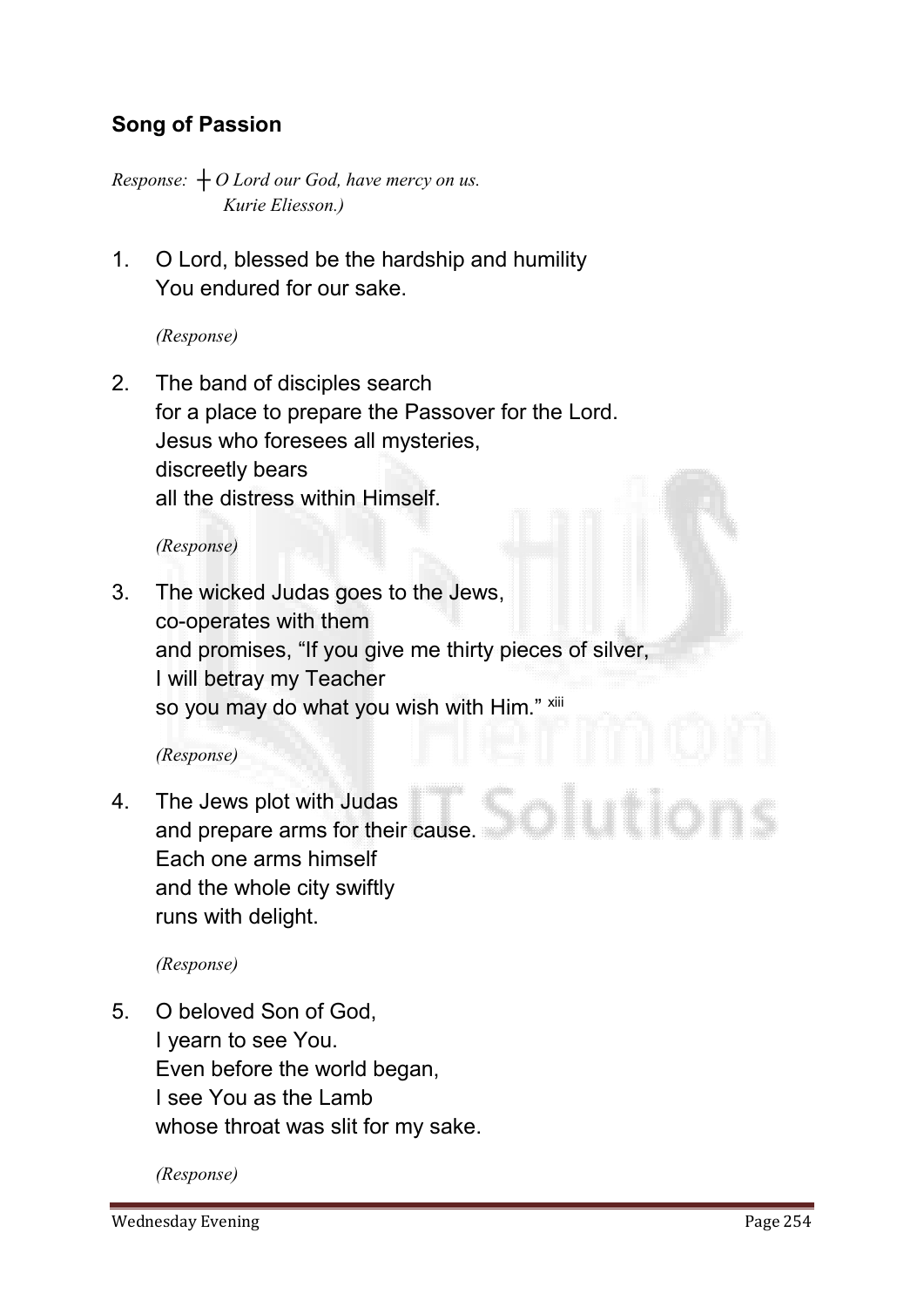## Song of Passion

*Response: ┼ O Lord our God, have mercy on us.*
*Kurie Eliesson.)*

1. O Lord, blessed be the hardship and humility
   You endured for our sake.

   *(Response)*

2. The band of disciples search
   for a place to prepare the Passover for the Lord.
   Jesus who foresees all mysteries,
   discreetly bears
   all the distress within Himself.

   *(Response)*

3. The wicked Judas goes to the Jews,
   co-operates with them
   and promises, "If you give me thirty pieces of silver,
   I will betray my Teacher
   so you may do what you wish with Him." [xiii]

   *(Response)*

4. The Jews plot with Judas
   and prepare arms for their cause.
   Each one arms himself
   and the whole city swiftly
   runs with delight.

   *(Response)*

5. O beloved Son of God,
   I yearn to see You.
   Even before the world began,
   I see You as the Lamb
   whose throat was slit for my sake.

   *(Response)*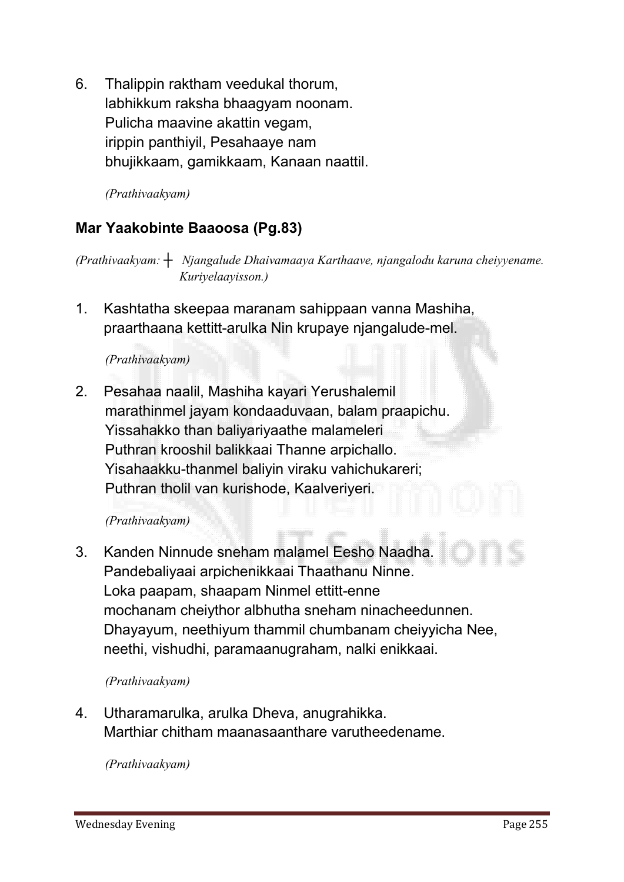6. Thalippin raktham veedukal thorum,
   labhikkum raksha bhaagyam noonam.
   Pulicha maavine akattin vegam,
   irippin panthiyil, Pesahaaye nam
   bhujikkaam, gamikkaam, Kanaan naattil.

   *(Prathivaakyam)*

## Mar Yaakobinte Baaoosa (Pg.83)

*(Prathivaakyam:* ┼ *Njangalude Dhaivamaaya Karthaave, njangalodu karuna cheiyyename. Kuriyelaayisson.)*

1. Kashtatha skeepaa maranam sahippaan vanna Mashiha,
   praarthaana kettitt-arulka Nin krupaye njangalude-mel.

   *(Prathivaakyam)*

2. Pesahaa naalil, Mashiha kayari Yerushalemil
   marathinmel jayam kondaaduvaan, balam praapichu.
   Yissahakko than baliyariyaathe malameleri
   Puthran krooshil balikkaai Thanne arpichallo.
   Yisahaakku-thanmel baliyin viraku vahichukareri;
   Puthran tholil van kurishode, Kaalveriyeri.

   *(Prathivaakyam)*

3. Kanden Ninnude sneham malamel Eesho Naadha.
   Pandebaliyaai arpichenikkaai Thaathanu Ninne.
   Loka paapam, shaapam Ninmel ettitt-enne
   mochanam cheiythor albhutha sneham ninacheedunnen.
   Dhayayum, neethiyum thammil chumbanam cheiyyicha Nee,
   neethi, vishudhi, paramaanugraham, nalki enikkaai.

   *(Prathivaakyam)*

4. Utharamarulka, arulka Dheva, anugrahikka.
   Marthiar chitham maanasaanthare varutheedename.

   *(Prathivaakyam)*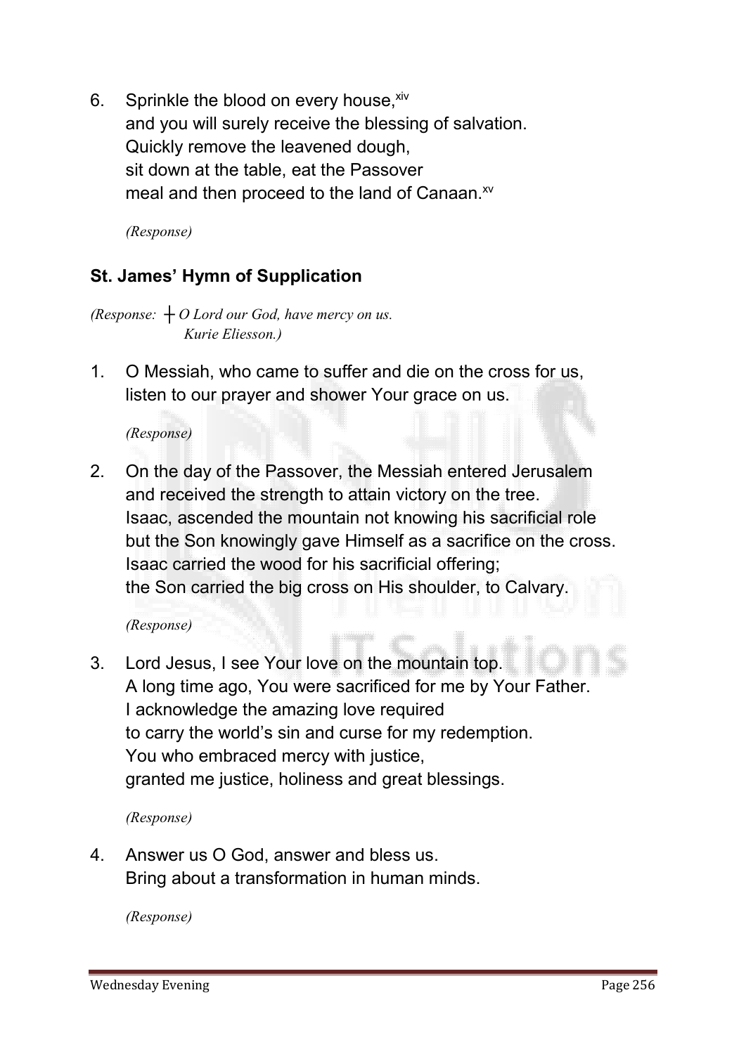6. Sprinkle the blood on every house,[xiv]
   and you will surely receive the blessing of salvation.
   Quickly remove the leavened dough,
   sit down at the table, eat the Passover
   meal and then proceed to the land of Canaan.[xv]

   *(Response)*

### St. James' Hymn of Supplication

*(Response: ┼ O Lord our God, have mercy on us.*
*Kurie Eliesson.)*

1. O Messiah, who came to suffer and die on the cross for us,
   listen to our prayer and shower Your grace on us.

   *(Response)*

2. On the day of the Passover, the Messiah entered Jerusalem
   and received the strength to attain victory on the tree.
   Isaac, ascended the mountain not knowing his sacrificial role
   but the Son knowingly gave Himself as a sacrifice on the cross.
   Isaac carried the wood for his sacrificial offering;
   the Son carried the big cross on His shoulder, to Calvary.

   *(Response)*

3. Lord Jesus, I see Your love on the mountain top.
   A long time ago, You were sacrificed for me by Your Father.
   I acknowledge the amazing love required
   to carry the world's sin and curse for my redemption.
   You who embraced mercy with justice,
   granted me justice, holiness and great blessings.

   *(Response)*

4. Answer us O God, answer and bless us.
   Bring about a transformation in human minds.

   *(Response)*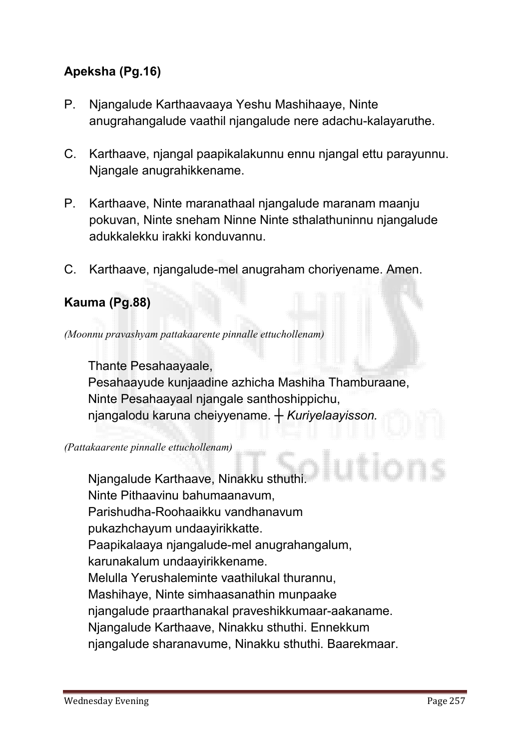**Apeksha (Pg.16)**

P. Njangalude Karthaavaaya Yeshu Mashihaaye, Ninte anugrahangalude vaathil njangalude nere adachu-kalayaruthe.

C. Karthaave, njangal paapikalakunnu ennu njangal ettu parayunnu. Njangale anugrahikkename.

P. Karthaave, Ninte maranathaal njangalude maranam maanju pokuvan, Ninte sneham Ninne Ninte sthalathuninnu njangalude adukkalekku irakki konduvannu.

C. Karthaave, njangalude-mel anugraham choriyename. Amen.

**Kauma (Pg.88)**

*(Moonnu pravashyam pattakaarente pinnalle ettuchollenam)*

Thante Pesahaayaale,
Pesahaayude kunjaadine azhicha Mashiha Thamburaane,
Ninte Pesahaayaal njangale santhoshippichu,
njangalodu karuna cheiyyename. ┼ *Kuriyelaayisson.*

*(Pattakaarente pinnalle ettuchollenam)*

Njangalude Karthaave, Ninakku sthuthi.
Ninte Pithaavinu bahumaanavum,
Parishudha-Roohaaikku vandhanavum
pukazhchayum undaayirikkatte.
Paapikalaaya njangalude-mel anugrahangalum,
karunakalum undaayirikkename.
Melulla Yerushaleminte vaathilukal thurannu,
Mashihaye, Ninte simhaasanathin munpaake
njangalude praarthanakal praveshikkumaar-aakaname.
Njangalude Karthaave, Ninakku sthuthi. Ennekkum
njangalude sharanavume, Ninakku sthuthi. Baarekmaar.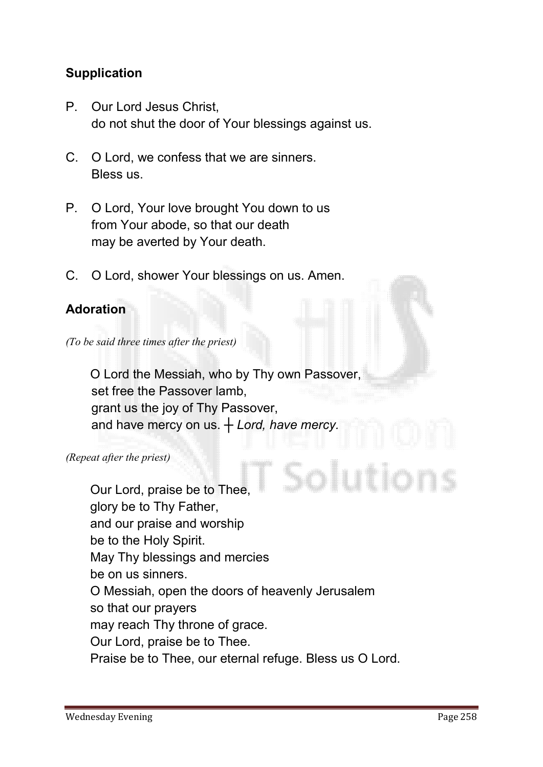## Supplication

P. Our Lord Jesus Christ,
do not shut the door of Your blessings against us.

C. O Lord, we confess that we are sinners.
Bless us.

P. O Lord, Your love brought You down to us
from Your abode, so that our death
may be averted by Your death.

C. O Lord, shower Your blessings on us. Amen.

## Adoration

*(To be said three times after the priest)*

O Lord the Messiah, who by Thy own Passover,
set free the Passover lamb,
grant us the joy of Thy Passover,
and have mercy on us. ┼ *Lord, have mercy.*

*(Repeat after the priest)*

Our Lord, praise be to Thee,
glory be to Thy Father,
and our praise and worship
be to the Holy Spirit.
May Thy blessings and mercies
be on us sinners.
O Messiah, open the doors of heavenly Jerusalem
so that our prayers
may reach Thy throne of grace.
Our Lord, praise be to Thee.
Praise be to Thee, our eternal refuge. Bless us O Lord.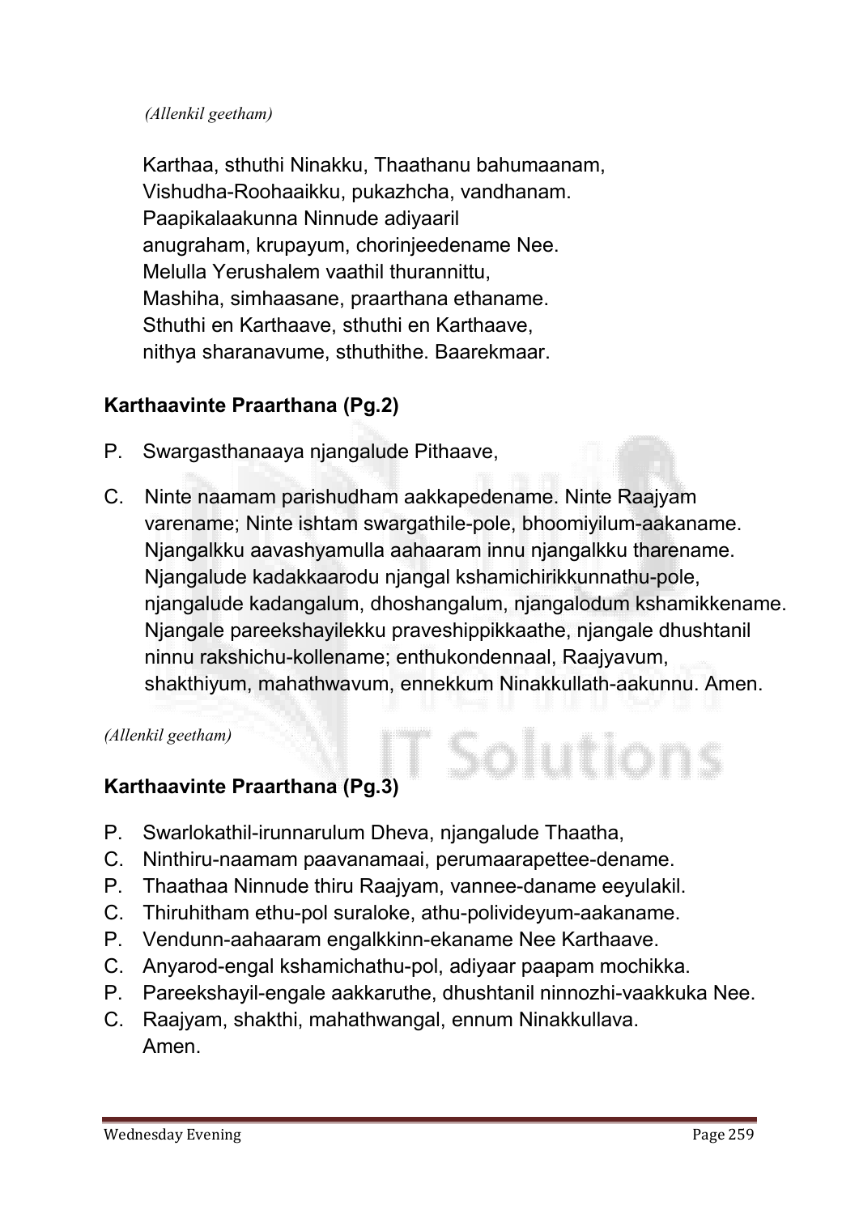*(Allenkil geetham)*

Karthaa, sthuthi Ninakku, Thaathanu bahumaanam,
Vishudha-Roohaaikku, pukazhcha, vandhanam.
Paapikalaakunna Ninnude adiyaaril
anugraham, krupayum, chorinjeedename Nee.
Melulla Yerushalem vaathil thurannittu,
Mashiha, simhaasane, praarthana ethaname.
Sthuthi en Karthaave, sthuthi en Karthaave,
nithya sharanavume, sthuthithe. Baarekmaar.

**Karthaavinte Praarthana (Pg.2)**

P. Swargasthanaaya njangalude Pithaave,

C. Ninte naamam parishudham aakkapedename. Ninte Raajyam varename; Ninte ishtam swargathile-pole, bhoomiyilum-aakaname. Njangalkku aavashyamulla aahaaram innu njangalkku tharename. Njangalude kadakkaarodu njangal kshamichirikkunnathu-pole, njangalude kadangalum, dhoshangalum, njangalodum kshamikkename. Njangale pareekshayilekku praveshippikkaathe, njangale dhushtanil ninnu rakshichu-kollename; enthukondennaal, Raajyavum, shakthiyum, mahathwavum, ennekkum Ninakkullath-aakunnu. Amen.

*(Allenkil geetham)*

**Karthaavinte Praarthana (Pg.3)**

P. Swarlokathil-irunnarulum Dheva, njangalude Thaatha,
C. Ninthiru-naamam paavanamaai, perumaarapettee-dename.
P. Thaathaa Ninnude thiru Raajyam, vannee-daname eeyulakil.
C. Thiruhitham ethu-pol suraloke, athu-polivideyum-aakaname.
P. Vendunn-aahaaram engalkkinn-ekaname Nee Karthaave.
C. Anyarod-engal kshamichathu-pol, adiyaar paapam mochikka.
P. Pareekshayil-engale aakkaruthe, dhushtanil ninnozhi-vaakkuka Nee.
C. Raajyam, shakthi, mahathwangal, ennum Ninakkullava.
Amen.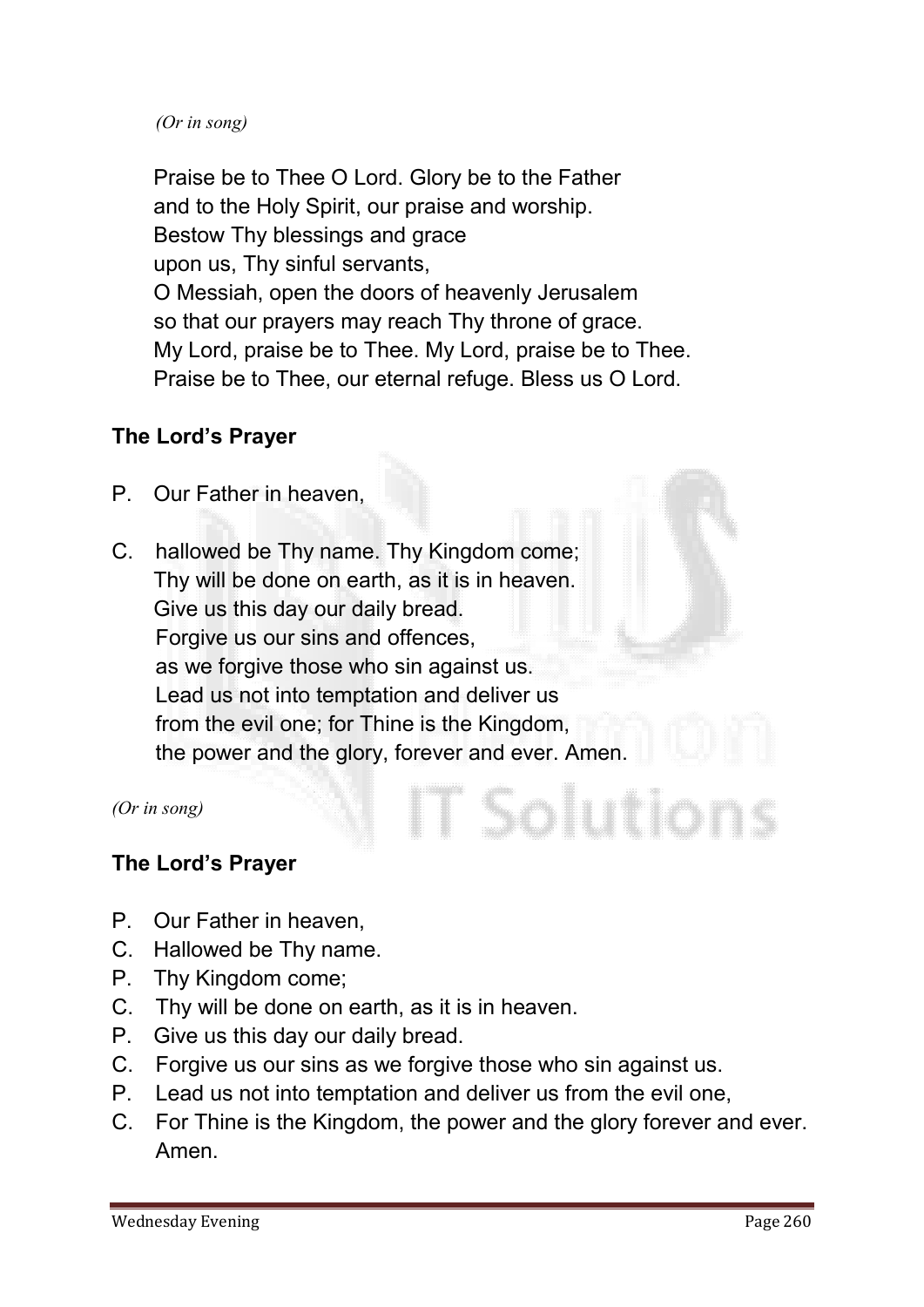*(Or in song)*

Praise be to Thee O Lord. Glory be to the Father
and to the Holy Spirit, our praise and worship.
Bestow Thy blessings and grace
upon us, Thy sinful servants,
O Messiah, open the doors of heavenly Jerusalem
so that our prayers may reach Thy throne of grace.
My Lord, praise be to Thee. My Lord, praise be to Thee.
Praise be to Thee, our eternal refuge. Bless us O Lord.

**The Lord's Prayer**

P. Our Father in heaven,

C. hallowed be Thy name. Thy Kingdom come;
Thy will be done on earth, as it is in heaven.
Give us this day our daily bread.
Forgive us our sins and offences,
as we forgive those who sin against us.
Lead us not into temptation and deliver us
from the evil one; for Thine is the Kingdom,
the power and the glory, forever and ever. Amen.

*(Or in song)*

**The Lord's Prayer**

P. Our Father in heaven,
C. Hallowed be Thy name.
P. Thy Kingdom come;
C. Thy will be done on earth, as it is in heaven.
P. Give us this day our daily bread.
C. Forgive us our sins as we forgive those who sin against us.
P. Lead us not into temptation and deliver us from the evil one,
C. For Thine is the Kingdom, the power and the glory forever and ever. Amen.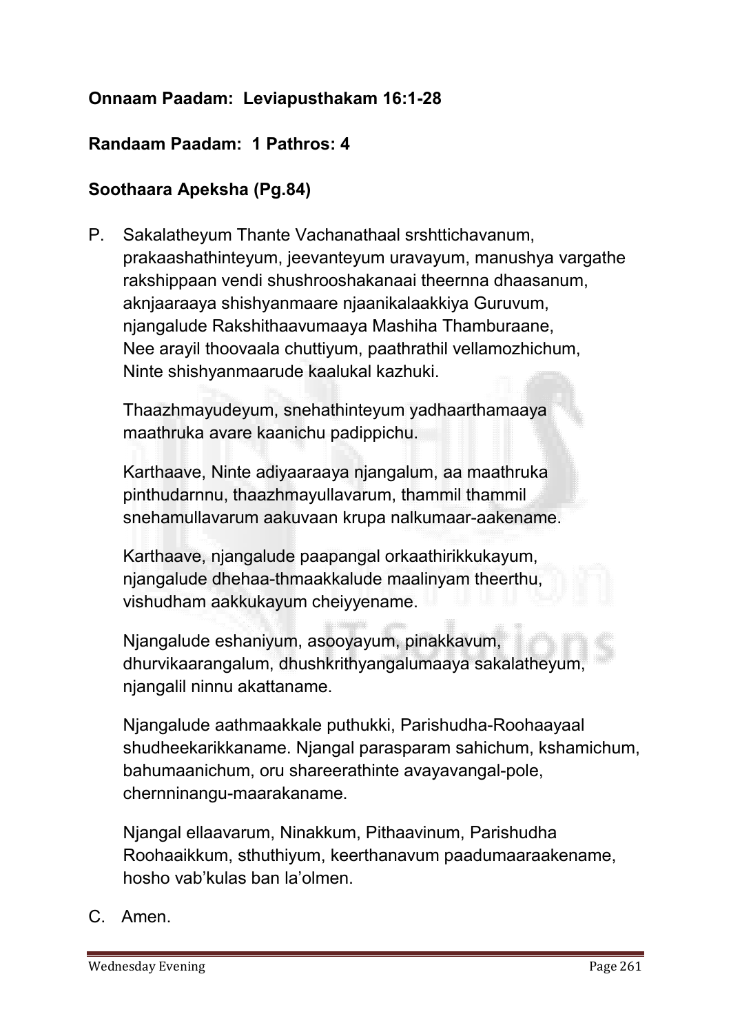**Onnaam Paadam: Leviapusthakam 16:1-28**

**Randaam Paadam: 1 Pathros: 4**

**Soothaara Apeksha (Pg.84)**

P. Sakalatheyum Thante Vachanathaal srshttichavanum, prakaashathinteyum, jeevanteyum uravayum, manushya vargathe rakshippaan vendi shushrooshakanaai theernna dhaasanum, aknjaaraaya shishyanmaare njaanikalaakkiya Guruvum, njangalude Rakshithaavumaaya Mashiha Thamburaane, Nee arayil thoovaala chuttiyum, paathrathil vellamozhichum, Ninte shishyanmaarude kaalukal kazhuki.

Thaazhmayudeyum, snehathinteyum yadhaarthamaaya maathruka avare kaanichu padippichu.

Karthaave, Ninte adiyaaraaya njangalum, aa maathruka pinthudarnnu, thaazhmayullavarum, thammil thammil snehamullavarum aakuvaan krupa nalkumaar-aakename.

Karthaave, njangalude paapangal orkaathirikkukayum, njangalude dhehaa-thmaakkalude maalinyam theerthu, vishudham aakkukayum cheiyyename.

Njangalude eshaniyum, asooyayum, pinakkavum, dhurvikaarangalum, dhushkrithyangalumaaya sakalatheyum, njangalil ninnu akattaname.

Njangalude aathmaakkale puthukki, Parishudha-Roohaayaal shudheekarikkaname. Njangal parasparam sahichum, kshamichum, bahumaanichum, oru shareerathinte avayavangal-pole, chernninangu-maarakaname.

Njangal ellaavarum, Ninakkum, Pithaavinum, Parishudha Roohaaikkum, sthuthiyum, keerthanavum paadumaaraakename, hosho vab'kulas ban la'olmen.

C. Amen.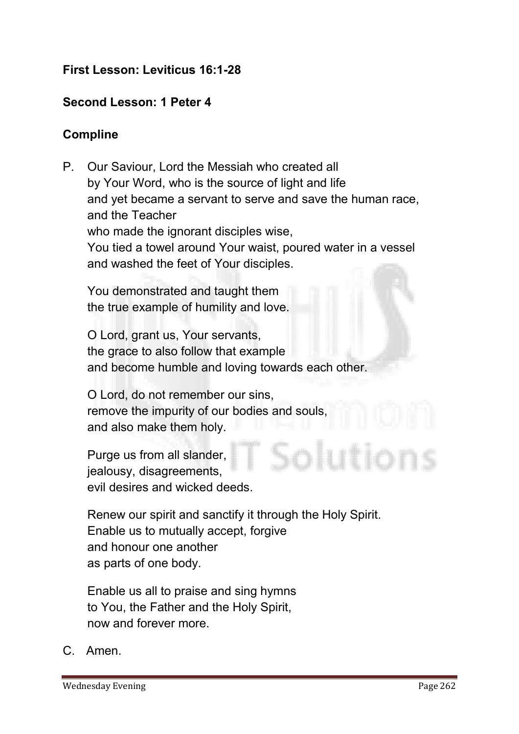**First Lesson: Leviticus 16:1-28**

**Second Lesson: 1 Peter 4**

**Compline**

P. Our Saviour, Lord the Messiah who created all
by Your Word, who is the source of light and life
and yet became a servant to serve and save the human race,
and the Teacher
who made the ignorant disciples wise,
You tied a towel around Your waist, poured water in a vessel
and washed the feet of Your disciples.

You demonstrated and taught them
the true example of humility and love.

O Lord, grant us, Your servants,
the grace to also follow that example
and become humble and loving towards each other.

O Lord, do not remember our sins,
remove the impurity of our bodies and souls,
and also make them holy.

Purge us from all slander,
jealousy, disagreements,
evil desires and wicked deeds.

Renew our spirit and sanctify it through the Holy Spirit.
Enable us to mutually accept, forgive
and honour one another
as parts of one body.

Enable us all to praise and sing hymns
to You, the Father and the Holy Spirit,
now and forever more.

C. Amen.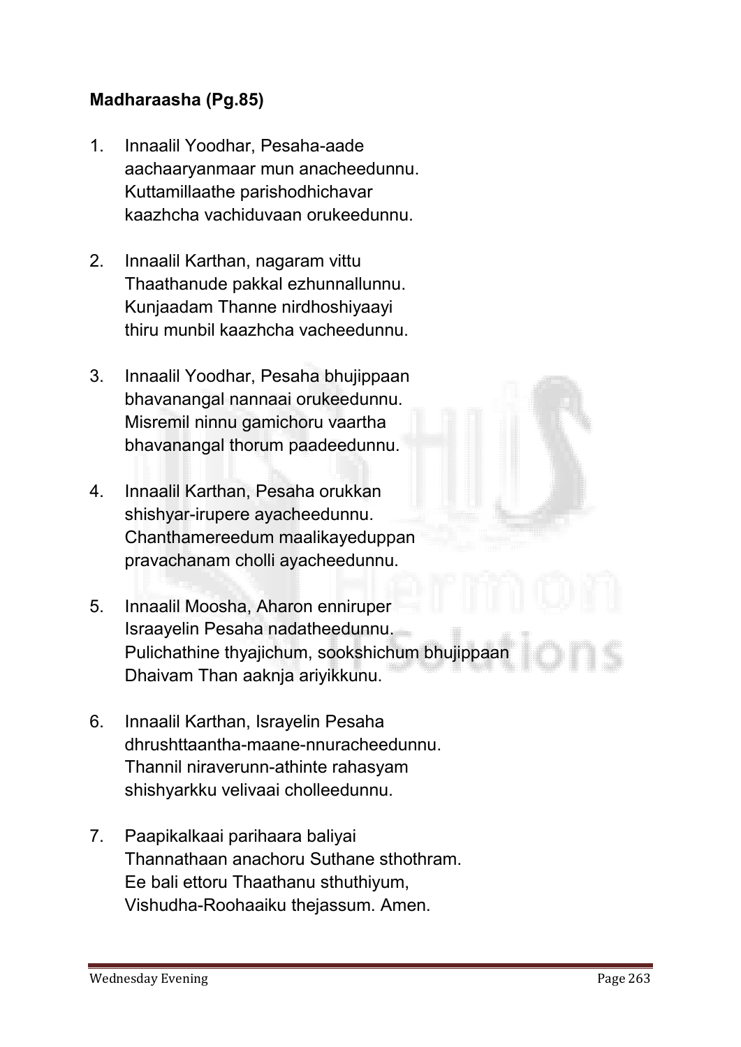**Madharaasha (Pg.85)**

1. Innaalil Yoodhar, Pesaha-aade
   aachaaryanmaar mun anacheedunnu.
   Kuttamillaathe parishodhichavar
   kaazhcha vachiduvaan orukeedunnu.

2. Innaalil Karthan, nagaram vittu
   Thaathanude pakkal ezhunnallunnu.
   Kunjaadam Thanne nirdhoshiyaayi
   thiru munbil kaazhcha vacheedunnu.

3. Innaalil Yoodhar, Pesaha bhujippaan
   bhavanangal nannaai orukeedunnu.
   Misremil ninnu gamichoru vaartha
   bhavanangal thorum paadeedunnu.

4. Innaalil Karthan, Pesaha orukkan
   shishyar-irupere ayacheedunnu.
   Chanthamereedum maalikayeduppan
   pravachanam cholli ayacheedunnu.

5. Innaalil Moosha, Aharon enniruper
   Israayelin Pesaha nadatheedunnu.
   Pulichathine thyajichum, sookshichum bhujippaan
   Dhaivam Than aaknja ariyikkunu.

6. Innaalil Karthan, Israyelin Pesaha
   dhrushttaantha-maane-nnuracheedunnu.
   Thannil niraverunn-athinte rahasyam
   shishyarkku velivaai cholleedunnu.

7. Paapikalkkaai parihaara baliyai
   Thannathaan anachoru Suthane sthothram.
   Ee bali ettoru Thaathanu sthuthiyum,
   Vishudha-Roohaaiku thejassum. Amen.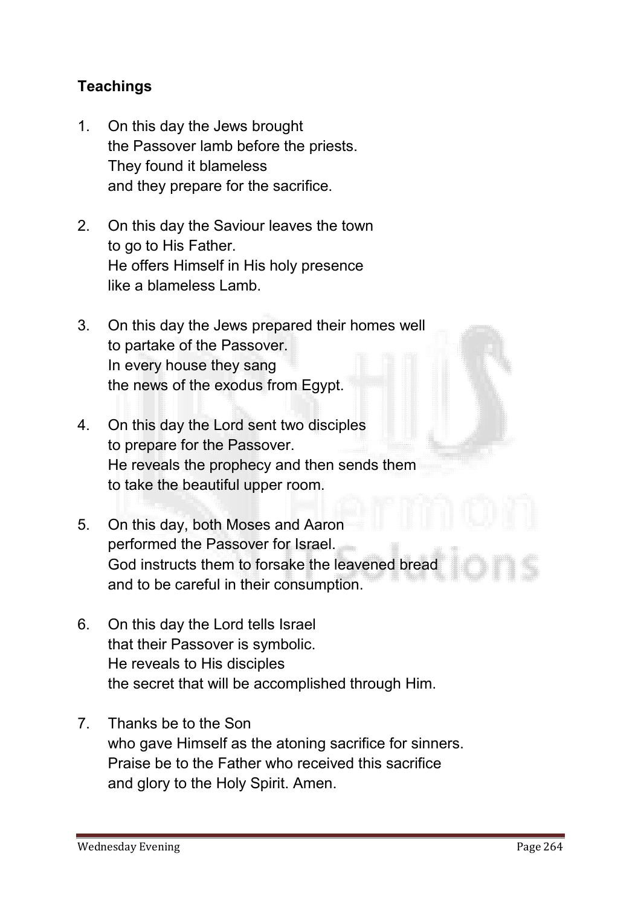**Teachings**

1. On this day the Jews brought
   the Passover lamb before the priests.
   They found it blameless
   and they prepare for the sacrifice.

2. On this day the Saviour leaves the town
   to go to His Father.
   He offers Himself in His holy presence
   like a blameless Lamb.

3. On this day the Jews prepared their homes well
   to partake of the Passover.
   In every house they sang
   the news of the exodus from Egypt.

4. On this day the Lord sent two disciples
   to prepare for the Passover.
   He reveals the prophecy and then sends them
   to take the beautiful upper room.

5. On this day, both Moses and Aaron
   performed the Passover for Israel.
   God instructs them to forsake the leavened bread
   and to be careful in their consumption.

6. On this day the Lord tells Israel
   that their Passover is symbolic.
   He reveals to His disciples
   the secret that will be accomplished through Him.

7. Thanks be to the Son
   who gave Himself as the atoning sacrifice for sinners.
   Praise be to the Father who received this sacrifice
   and glory to the Holy Spirit. Amen.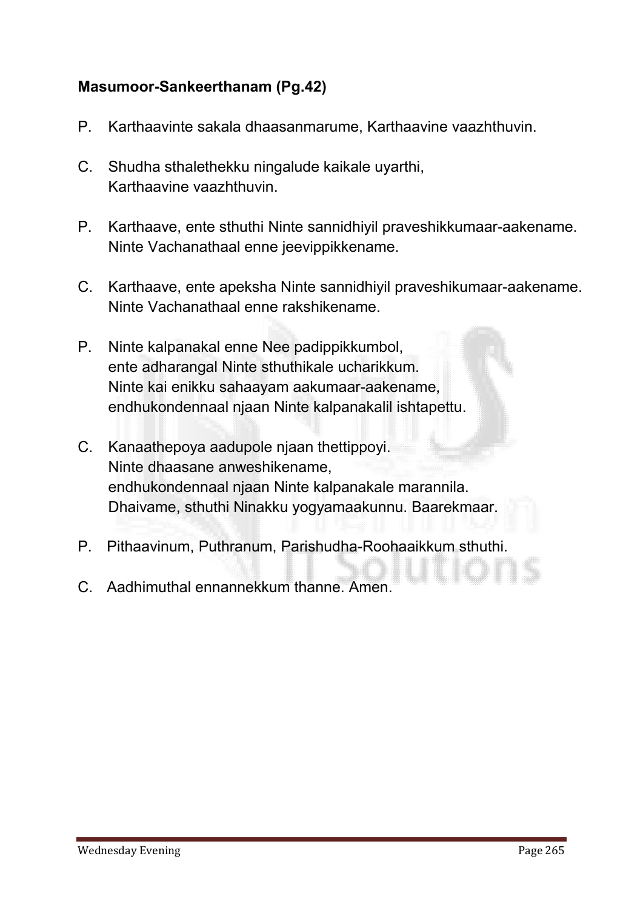**Masumoor-Sankeerthanam (Pg.42)**

P. Karthaavinte sakala dhaasanmarume, Karthaavine vaazhthuvin.

C. Shudha sthalethekku ningalude kaikale uyarthi,
Karthaavine vaazhthuvin.

P. Karthaave, ente sthuthi Ninte sannidhiyil praveshikkumaar-aakename.
Ninte Vachanathaal enne jeevippikkename.

C. Karthaave, ente apeksha Ninte sannidhiyil praveshikumaar-aakename.
Ninte Vachanathaal enne rakshikename.

P. Ninte kalpanakal enne Nee padippikkumbol,
ente adharangal Ninte sthuthikale ucharikkum.
Ninte kai enikku sahaayam aakumaar-aakename,
endhukondennaal njaan Ninte kalpanakalil ishtapettu.

C. Kanaathepoya aadupole njaan thettippoyi.
Ninte dhaasane anweshikename,
endhukondennaal njaan Ninte kalpanakale marannila.
Dhaivame, sthuthi Ninakku yogyamaakunnu. Baarekmaar.

P. Pithaavinum, Puthranum, Parishudha-Roohaaikkum sthuthi.

C. Aadhimuthal ennannekkum thanne. Amen.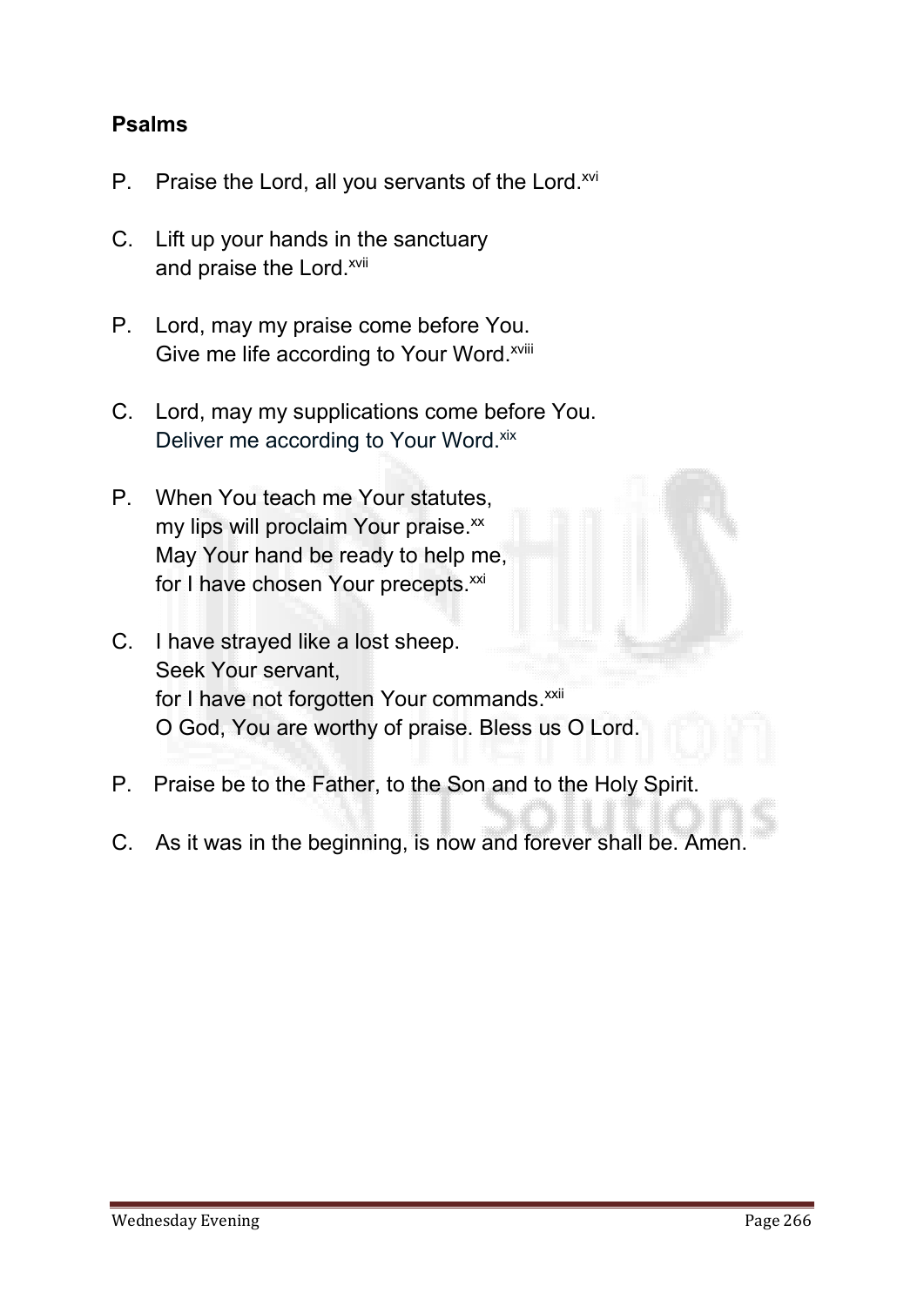**Psalms**

P. Praise the Lord, all you servants of the Lord.[xvi]

C. Lift up your hands in the sanctuary
and praise the Lord.[xvii]

P. Lord, may my praise come before You.
Give me life according to Your Word.[xviii]

C. Lord, may my supplications come before You.
Deliver me according to Your Word.[xix]

P. When You teach me Your statutes,
my lips will proclaim Your praise.[xx]
May Your hand be ready to help me,
for I have chosen Your precepts.[xxi]

C. I have strayed like a lost sheep.
Seek Your servant,
for I have not forgotten Your commands.[xxii]
O God, You are worthy of praise. Bless us O Lord.

P. Praise be to the Father, to the Son and to the Holy Spirit.

C. As it was in the beginning, is now and forever shall be. Amen.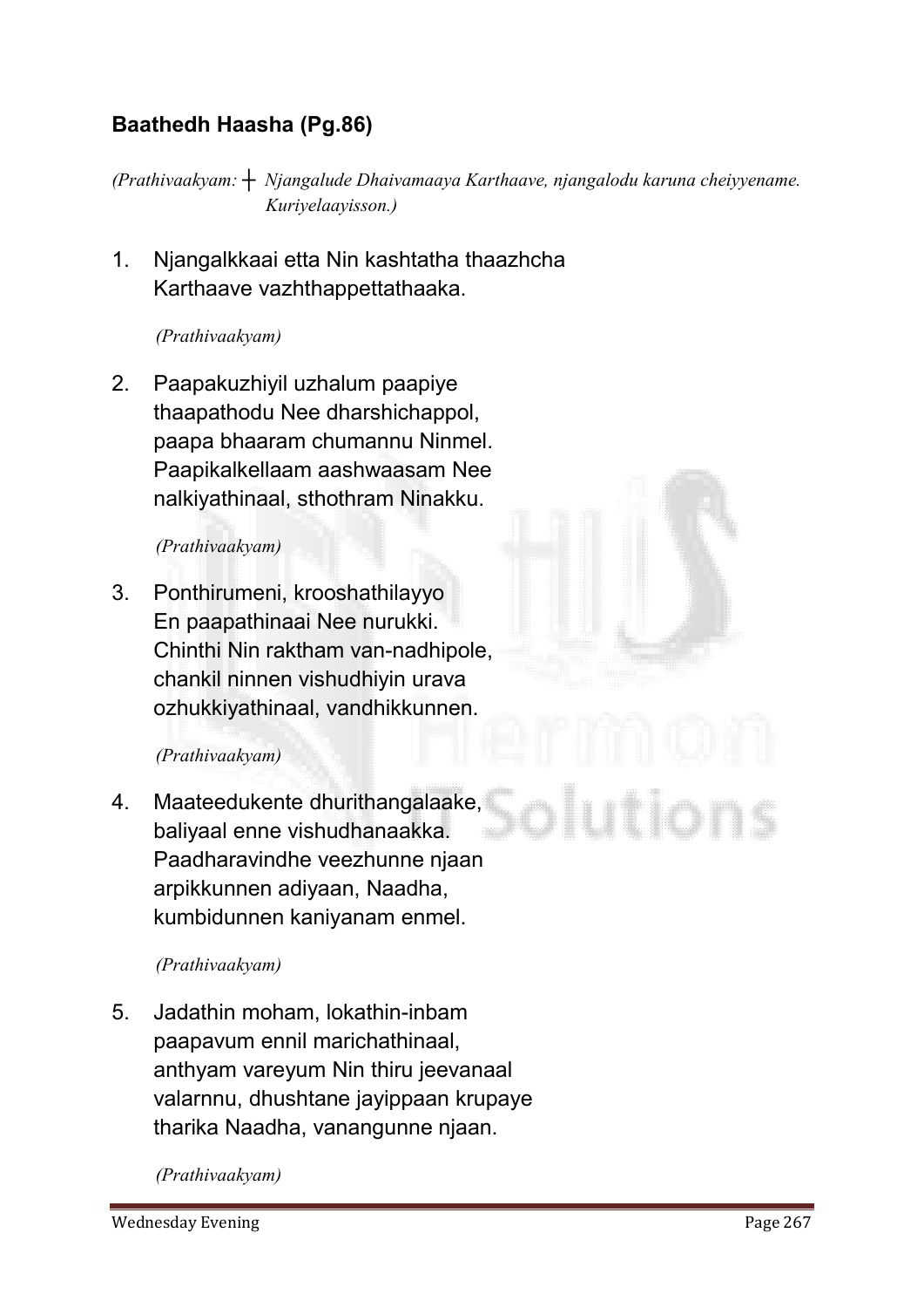## **Baathedh Haasha (Pg.86)**

*(Prathivaakyam:* ┼ *Njangalude Dhaivamaaya Karthaave, njangalodu karuna cheiyyename. Kuriyelaayisson.)*

1. Njangalkkaai etta Nin kashtatha thaazhcha
   Karthaave vazhthappettathaaka.

   *(Prathivaakyam)*

2. Paapakuzhiyil uzhalum paapiye
   thaapathodu Nee dharshichappol,
   paapa bhaaram chumannu Ninmel.
   Paapikalkellaam aashwaasam Nee
   nalkiyathinaal, sthothram Ninakku.

   *(Prathivaakyam)*

3. Ponthirumeni, krooshathilayyo
   En paapathinaai Nee nurukki.
   Chinthi Nin raktham van-nadhipole,
   chankil ninnen vishudhiyin urava
   ozhukkiyathinaal, vandhikkunnen.

   *(Prathivaakyam)*

4. Maateedukente dhurithangalaake,
   baliyaal enne vishudhanaakka.
   Paadharavindhe veezhunne njaan
   arpikkunnen adiyaan, Naadha,
   kumbidunnen kaniyanam enmel.

   *(Prathivaakyam)*

5. Jadathin moham, lokathin-inbam
   paapavum ennil marichathinaal,
   anthyam vareyum Nin thiru jeevanaal
   valarnnu, dhushtane jayippaan krupaye
   tharika Naadha, vanangunne njaan.

   *(Prathivaakyam)*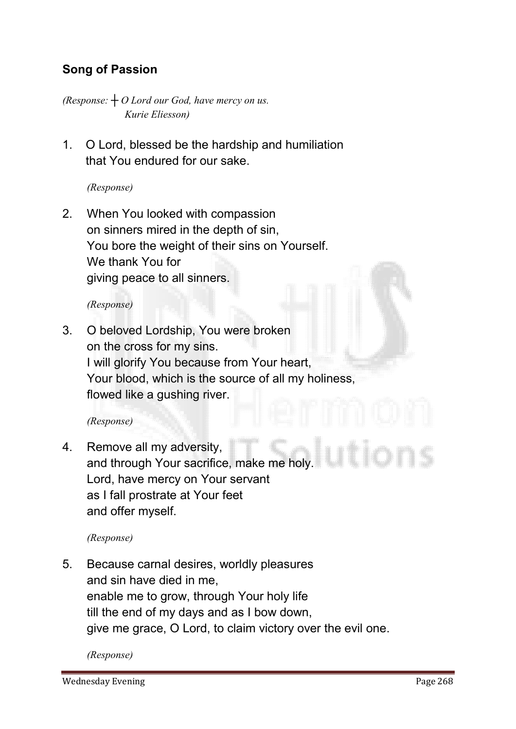## Song of Passion

*(Response: ┼ O Lord our God, have mercy on us.*
*Kurie Eliesson)*

1. O Lord, blessed be the hardship and humiliation
 that You endured for our sake.

 *(Response)*

2. When You looked with compassion
 on sinners mired in the depth of sin,
 You bore the weight of their sins on Yourself.
 We thank You for
 giving peace to all sinners.

 *(Response)*

3. O beloved Lordship, You were broken
 on the cross for my sins.
 I will glorify You because from Your heart,
 Your blood, which is the source of all my holiness,
 flowed like a gushing river.

 *(Response)*

4. Remove all my adversity,
 and through Your sacrifice, make me holy.
 Lord, have mercy on Your servant
 as I fall prostrate at Your feet
 and offer myself.

 *(Response)*

5. Because carnal desires, worldly pleasures
 and sin have died in me,
 enable me to grow, through Your holy life
 till the end of my days and as I bow down,
 give me grace, O Lord, to claim victory over the evil one.

 *(Response)*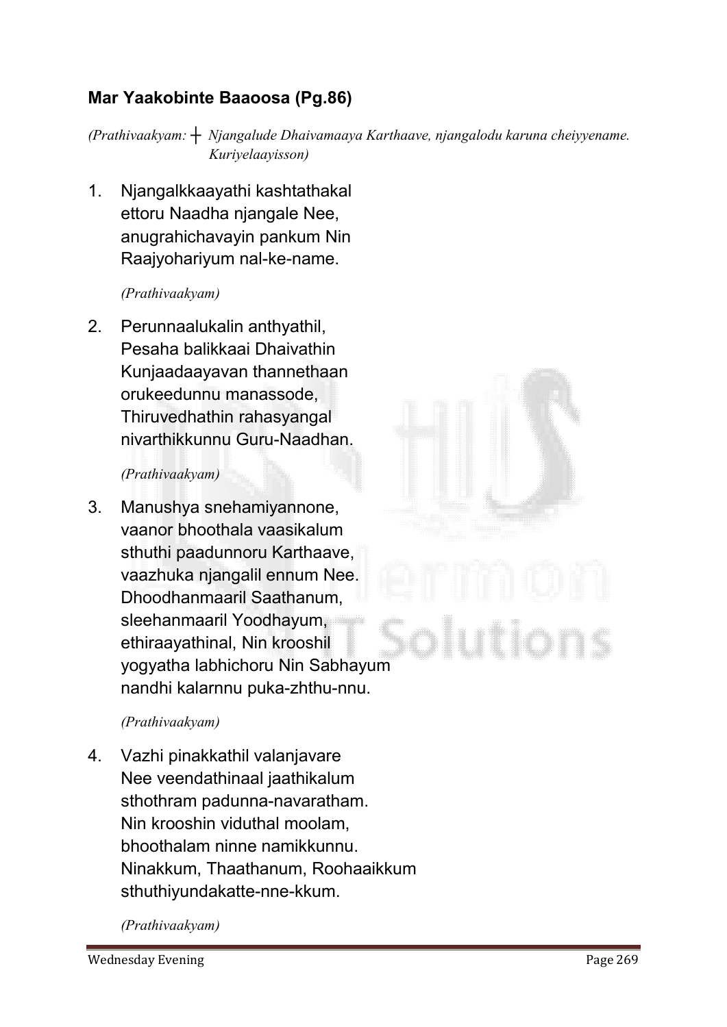## **Mar Yaakobinte Baaoosa (Pg.86)**

*(Prathivaakyam:* ┼ *Njangalude Dhaivamaaya Karthaave, njangalodu karuna cheiyyename. Kuriyelaayisson)*

1. Njangalkkaayathi kashtathakal
   ettoru Naadha njangale Nee,
   anugrahichavayin pankum Nin
   Raajyohariyum nal-ke-name.

   *(Prathivaakyam)*

2. Perunnaalukalin anthyathil,
   Pesaha balikkaai Dhaivathin
   Kunjaadaayavan thannethaan
   orukeedunnu manassode,
   Thiruvedhathin rahasyangal
   nivarthikkunnu Guru-Naadhan.

   *(Prathivaakyam)*

3. Manushya snehamiyannone,
   vaanor bhoothala vaasikalum
   sthuthi paadunnoru Karthaave,
   vaazhuka njangalil ennum Nee.
   Dhoodhanmaaril Saathanum,
   sleehanmaaril Yoodhayum,
   ethiraayathinal, Nin krooshil
   yogyatha labhichoru Nin Sabhayum
   nandhi kalarnnu puka-zhthu-nnu.

   *(Prathivaakyam)*

4. Vazhi pinakkathil valanjavare
   Nee veendathinaal jaathikalum
   sthothram padunna-navaratham.
   Nin krooshin viduthal moolam,
   bhoothalam ninne namikkunnu.
   Ninakkum, Thaathanum, Roohaaikkum
   sthuthiyundakatte-nne-kkum.

   *(Prathivaakyam)*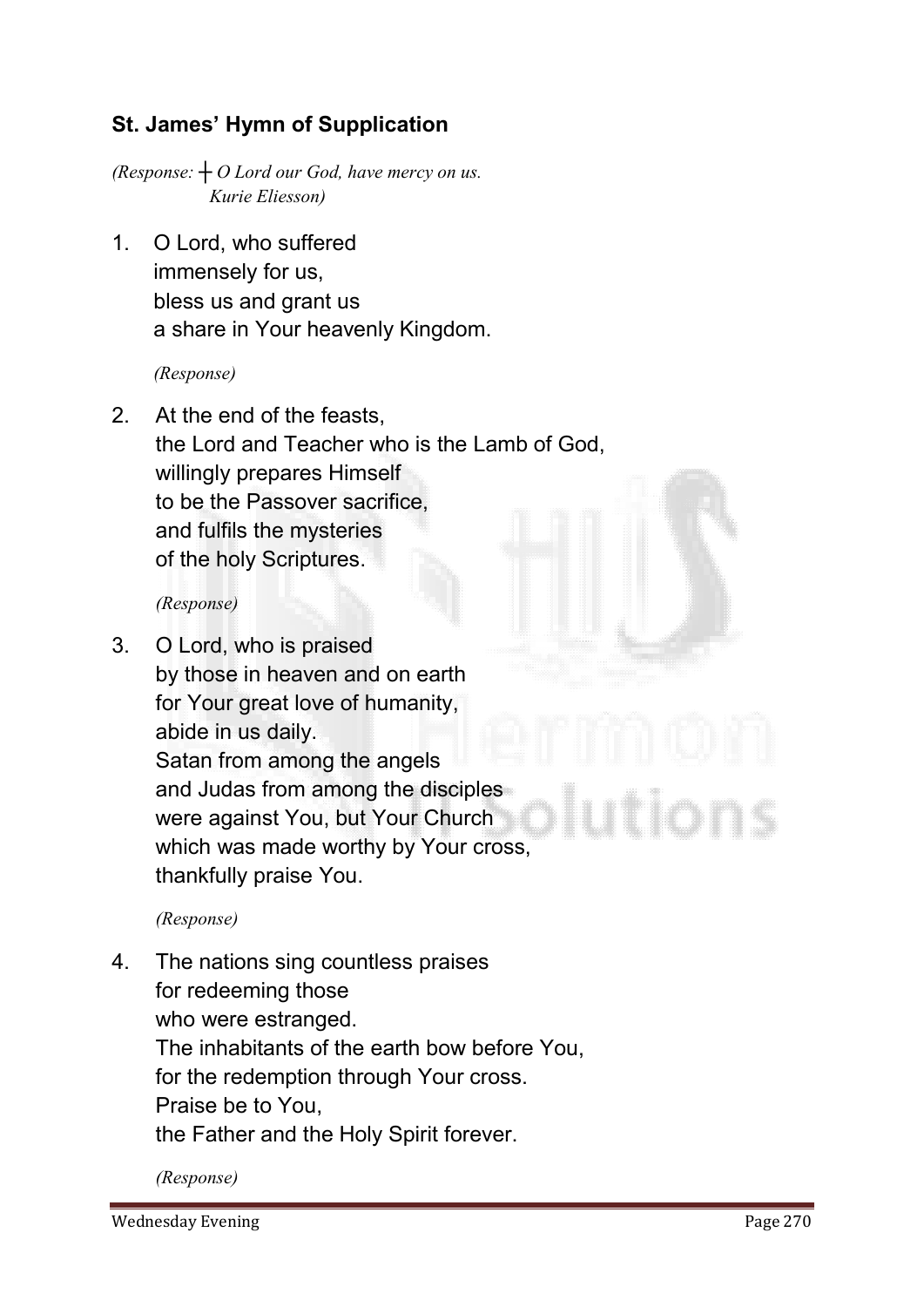## St. James' Hymn of Supplication

*(Response: ┼ O Lord our God, have mercy on us.*
*Kurie Eliesson)*

1. O Lord, who suffered
   immensely for us,
   bless us and grant us
   a share in Your heavenly Kingdom.

   *(Response)*

2. At the end of the feasts,
   the Lord and Teacher who is the Lamb of God,
   willingly prepares Himself
   to be the Passover sacrifice,
   and fulfils the mysteries
   of the holy Scriptures.

   *(Response)*

3. O Lord, who is praised
   by those in heaven and on earth
   for Your great love of humanity,
   abide in us daily.
   Satan from among the angels
   and Judas from among the disciples
   were against You, but Your Church
   which was made worthy by Your cross,
   thankfully praise You.

   *(Response)*

4. The nations sing countless praises
   for redeeming those
   who were estranged.
   The inhabitants of the earth bow before You,
   for the redemption through Your cross.
   Praise be to You,
   the Father and the Holy Spirit forever.

   *(Response)*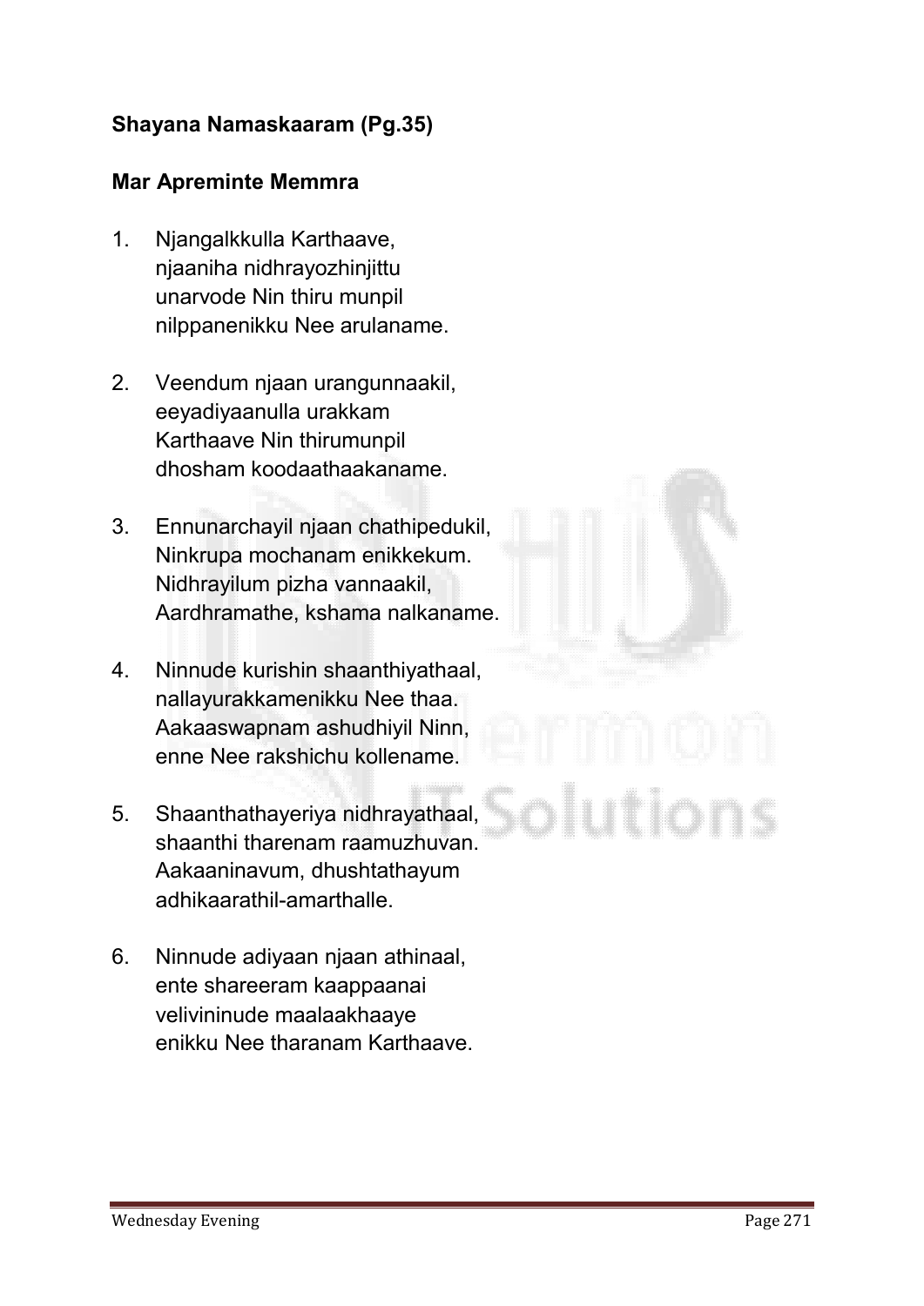**Shayana Namaskaaram (Pg.35)**

**Mar Apreminte Memmra**

1. Njangalkkulla Karthaave,
   njaaniha nidhrayozhinjittu
   unarvode Nin thiru munpil
   nilppanenikku Nee arulaname.

2. Veendum njaan urangunnaakil,
   eeyadiyaanulla urakkam
   Karthaave Nin thirumunpil
   dhosham koodaathaakaname.

3. Ennunarchayil njaan chathipedukil,
   Ninkrupa mochanam enikkekum.
   Nidhrayilum pizha vannaakil,
   Aardhramathe, kshama nalkaname.

4. Ninnude kurishin shaanthiyathaal,
   nallayurakkamenikku Nee thaa.
   Aakaaswapnam ashudhiyil Ninn,
   enne Nee rakshichu kollename.

5. Shaanthathayeriya nidhrayathaal,
   shaanthi tharenam raamuzhuvan.
   Aakaaninavum, dhushtathayum
   adhikaarathil-amarthalle.

6. Ninnude adiyaan njaan athinaal,
   ente shareeram kaappaanai
   velivininude maalaakhaaye
   enikku Nee tharanam Karthaave.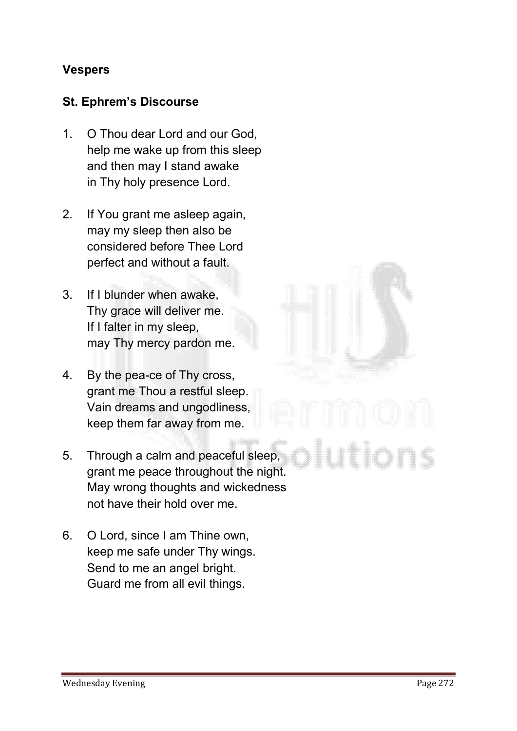**Vespers**

**St. Ephrem's Discourse**

1. O Thou dear Lord and our God,
   help me wake up from this sleep
   and then may I stand awake
   in Thy holy presence Lord.

2. If You grant me asleep again,
   may my sleep then also be
   considered before Thee Lord
   perfect and without a fault.

3. If I blunder when awake,
   Thy grace will deliver me.
   If I falter in my sleep,
   may Thy mercy pardon me.

4. By the pea-ce of Thy cross,
   grant me Thou a restful sleep.
   Vain dreams and ungodliness,
   keep them far away from me.

5. Through a calm and peaceful sleep,
   grant me peace throughout the night.
   May wrong thoughts and wickedness
   not have their hold over me.

6. O Lord, since I am Thine own,
   keep me safe under Thy wings.
   Send to me an angel bright.
   Guard me from all evil things.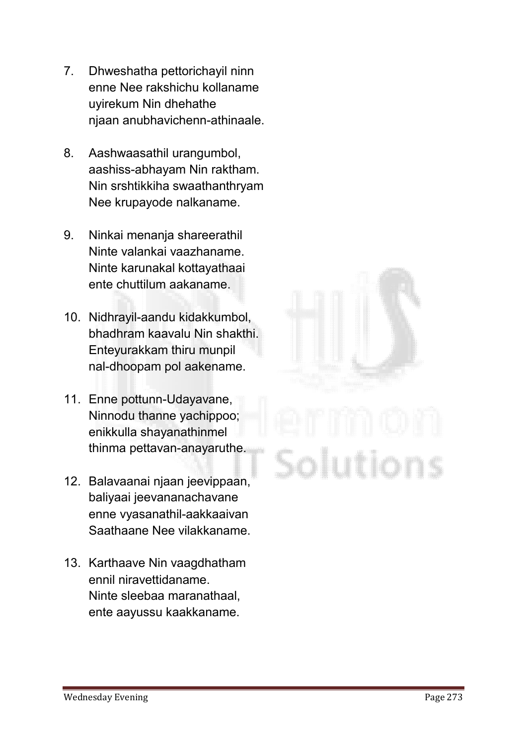7. Dhweshatha pettorichayil ninn
   enne Nee rakshichu kollaname
   uyirekum Nin dhehathe
   njaan anubhavichenn-athinaale.

8. Aashwaasathil urangumbol,
   aashiss-abhayam Nin raktham.
   Nin srshtikkiha swaathanthryam
   Nee krupayode nalkaname.

9. Ninkai menanja shareerathil
   Ninte valankai vaazhaname.
   Ninte karunakal kottayathaai
   ente chuttilum aakaname.

10. Nidhrayil-aandu kidakkumbol,
    bhadhram kaavalu Nin shakthi.
    Enteyurakkam thiru munpil
    nal-dhoopam pol aakename.

11. Enne pottunn-Udayavane,
    Ninnodu thanne yachippoo;
    enikkulla shayanathinmel
    thinma pettavan-anayaruthe.

12. Balavaanai njaan jeevippaan,
    baliyaai jeevananachavane
    enne vyasanathil-aakkaaivan
    Saathaane Nee vilakkaname.

13. Karthaave Nin vaagdhatham
    ennil niravettidaname.
    Ninte sleebaa maranathaal,
    ente aayussu kaakkaname.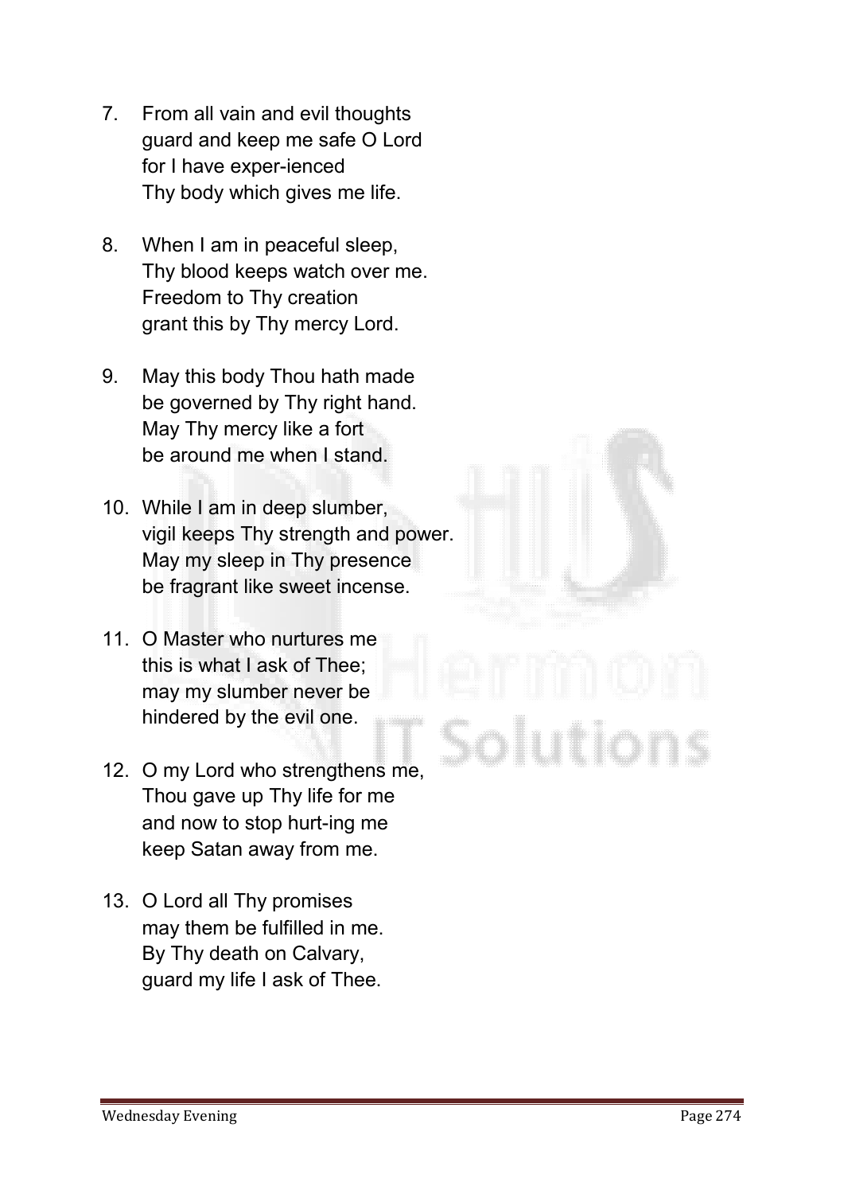7. From all vain and evil thoughts
   guard and keep me safe O Lord
   for I have exper-ienced
   Thy body which gives me life.

8. When I am in peaceful sleep,
   Thy blood keeps watch over me.
   Freedom to Thy creation
   grant this by Thy mercy Lord.

9. May this body Thou hath made
   be governed by Thy right hand.
   May Thy mercy like a fort
   be around me when I stand.

10. While I am in deep slumber,
    vigil keeps Thy strength and power.
    May my sleep in Thy presence
    be fragrant like sweet incense.

11. O Master who nurtures me
    this is what I ask of Thee;
    may my slumber never be
    hindered by the evil one.

12. O my Lord who strengthens me,
    Thou gave up Thy life for me
    and now to stop hurt-ing me
    keep Satan away from me.

13. O Lord all Thy promises
    may them be fulfilled in me.
    By Thy death on Calvary,
    guard my life I ask of Thee.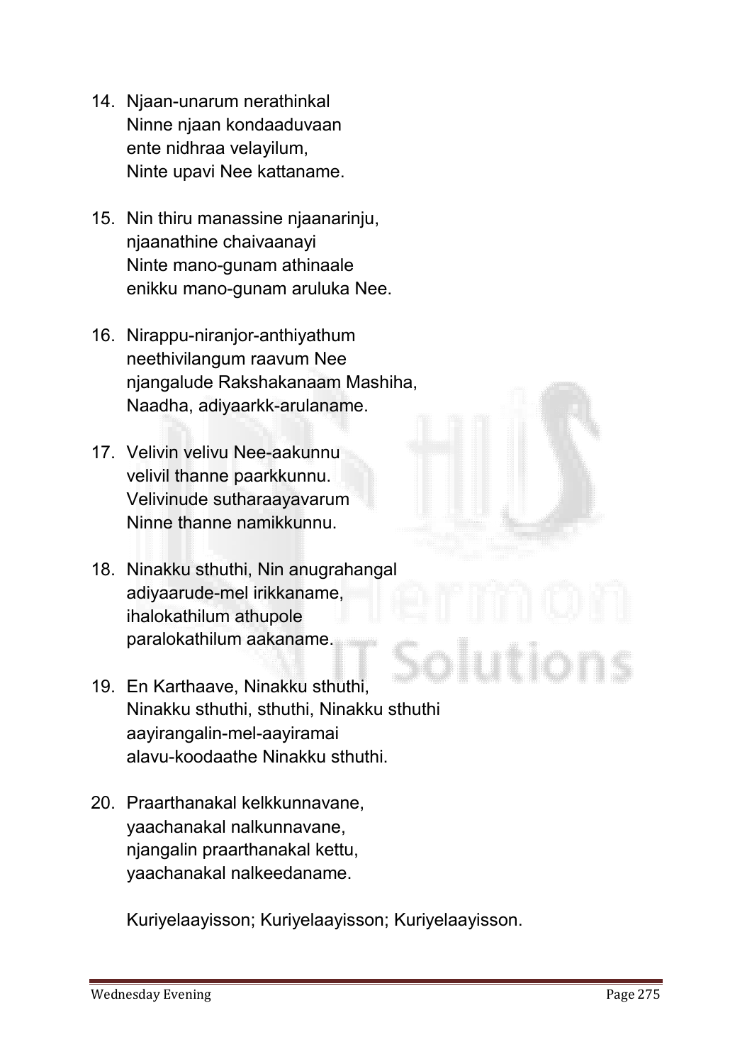14. Njaan-unarum nerathinkal
    Ninne njaan kondaaduvaan
    ente nidhraa velayilum,
    Ninte upavi Nee kattaname.

15. Nin thiru manassine njaanarinju,
    njaanathine chaivaanayi
    Ninte mano-gunam athinaale
    enikku mano-gunam aruluka Nee.

16. Nirappu-niranjor-anthiyathum
    neethivilangum raavum Nee
    njangalude Rakshakanaam Mashiha,
    Naadha, adiyaarkk-arulaname.

17. Velivin velivu Nee-aakunnu
    velivil thanne paarkkunnu.
    Velivinude sutharaayavarum
    Ninne thanne namikkunnu.

18. Ninakku sthuthi, Nin anugrahangal
    adiyaarude-mel irikkaname,
    ihalokathilum athupole
    paralokathilum aakaname.

19. En Karthaave, Ninakku sthuthi,
    Ninakku sthuthi, sthuthi, Ninakku sthuthi
    aayirangalin-mel-aayiramai
    alavu-koodaathe Ninakku sthuthi.

20. Praarthanakal kelkkunnavane,
    yaachanakal nalkunnavane,
    njangalin praarthanakal kettu,
    yaachanakal nalkeedaname.

    Kuriyelaayisson; Kuriyelaayisson; Kuriyelaayisson.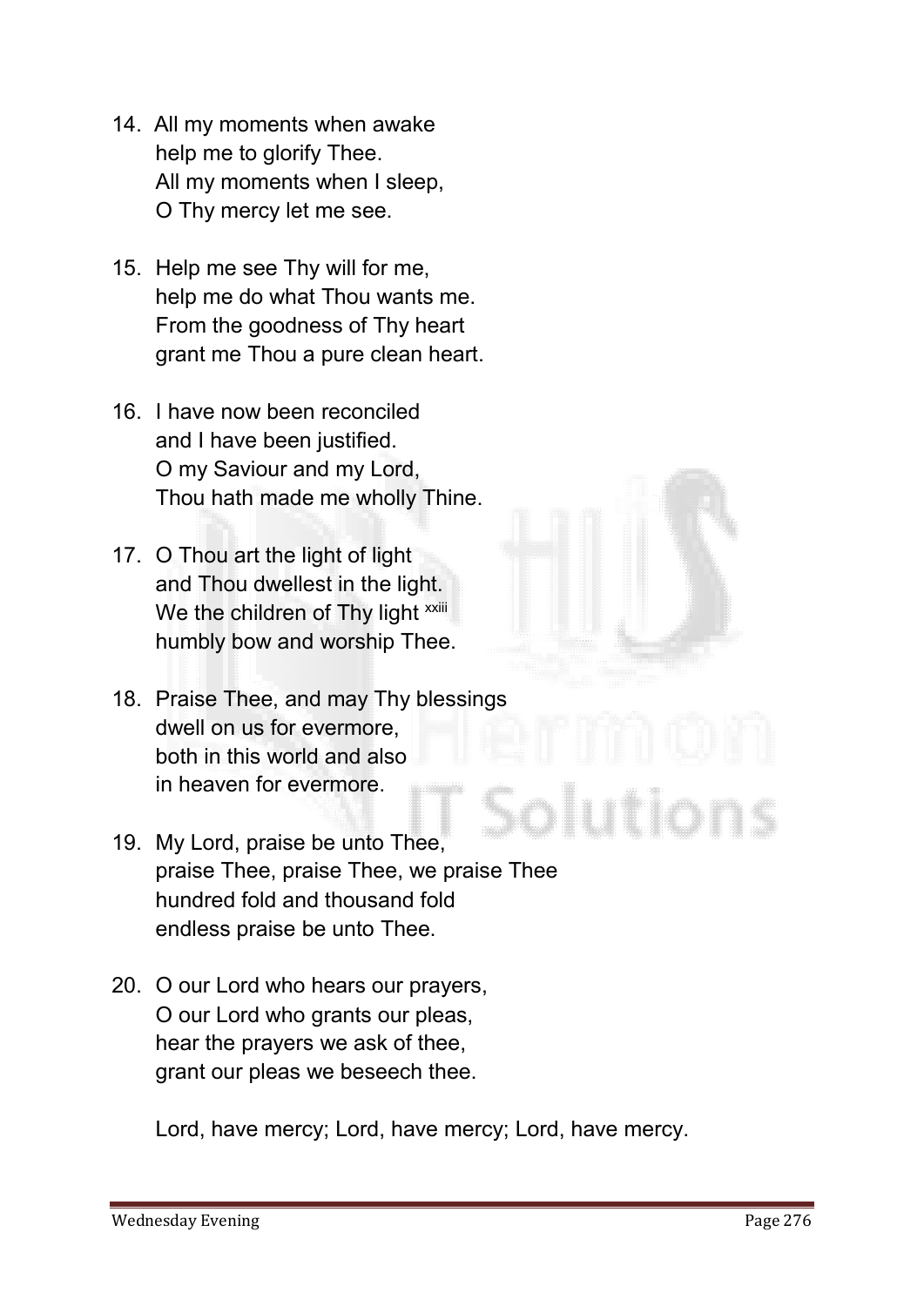14. All my moments when awake
    help me to glorify Thee.
    All my moments when I sleep,
    O Thy mercy let me see.

15. Help me see Thy will for me,
    help me do what Thou wants me.
    From the goodness of Thy heart
    grant me Thou a pure clean heart.

16. I have now been reconciled
    and I have been justified.
    O my Saviour and my Lord,
    Thou hath made me wholly Thine.

17. O Thou art the light of light
    and Thou dwellest in the light.
    We the children of Thy light [xxiii]
    humbly bow and worship Thee.

18. Praise Thee, and may Thy blessings
    dwell on us for evermore,
    both in this world and also
    in heaven for evermore.

19. My Lord, praise be unto Thee,
    praise Thee, praise Thee, we praise Thee
    hundred fold and thousand fold
    endless praise be unto Thee.

20. O our Lord who hears our prayers,
    O our Lord who grants our pleas,
    hear the prayers we ask of thee,
    grant our pleas we beseech thee.

    Lord, have mercy; Lord, have mercy; Lord, have mercy.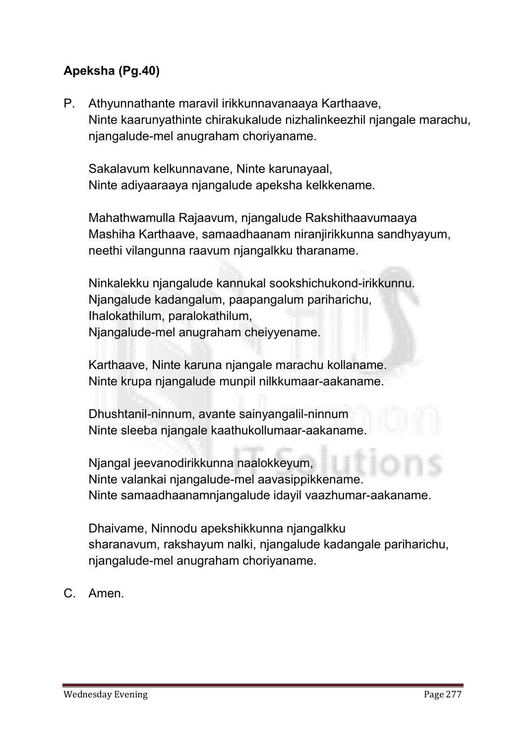**Apeksha (Pg.40)**

P. Athyunnathante maravil irikkunnavanaaya Karthaave,
Ninte kaarunyathinte chirakukalude nizhalinkeezhil njangale marachu,
njangalude-mel anugraham choriyaname.

Sakalavum kelkunnavane, Ninte karunayaal,
Ninte adiyaaraaya njangalude apeksha kelkkename.

Mahathwamulla Rajaavum, njangalude Rakshithaavumaaya
Mashiha Karthaave, samaadhaanam niranjirikkunna sandhyayum,
neethi vilangunna raavum njangalkku tharaname.

Ninkalekku njangalude kannukal sookshichukond-irikkunnu.
Njangalude kadangalum, paapangalum pariharichu,
Ihalokathilum, paralokathilum,
Njangalude-mel anugraham cheiyyename.

Karthaave, Ninte karuna njangale marachu kollaname.
Ninte krupa njangalude munpil nilkkumaar-aakaname.

Dhushtanil-ninnum, avante sainyangalil-ninnum
Ninte sleeba njangale kaathukollumaar-aakaname.

Njangal jeevanodirikkunna naalokkeyum,
Ninte valankai njangalude-mel aavasippikkename.
Ninte samaadhaanamnjangalude idayil vaazhumar-aakaname.

Dhaivame, Ninnodu apekshikkunna njangalkku
sharanavum, rakshayum nalki, njangalude kadangale pariharichu,
njangalude-mel anugraham choriyaname.

C. Amen.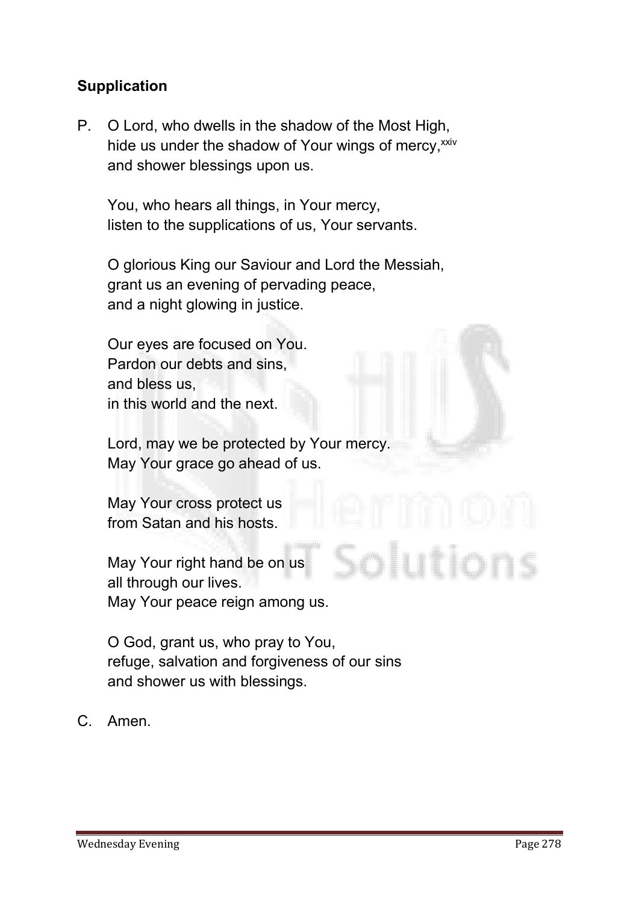**Supplication**

P. O Lord, who dwells in the shadow of the Most High,
hide us under the shadow of Your wings of mercy,[xxiv]
and shower blessings upon us.

You, who hears all things, in Your mercy,
listen to the supplications of us, Your servants.

O glorious King our Saviour and Lord the Messiah,
grant us an evening of pervading peace,
and a night glowing in justice.

Our eyes are focused on You.
Pardon our debts and sins,
and bless us,
in this world and the next.

Lord, may we be protected by Your mercy.
May Your grace go ahead of us.

May Your cross protect us
from Satan and his hosts.

May Your right hand be on us
all through our lives.
May Your peace reign among us.

O God, grant us, who pray to You,
refuge, salvation and forgiveness of our sins
and shower us with blessings.

C. Amen.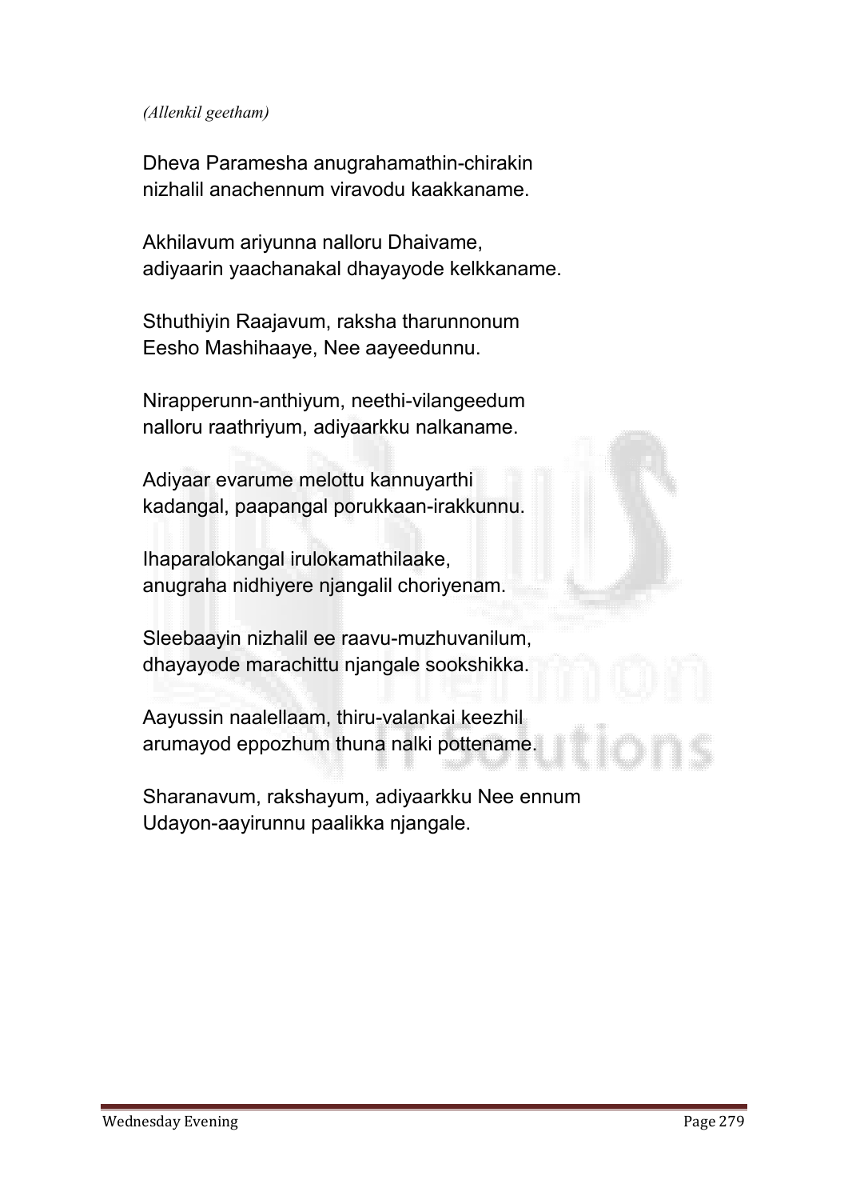*(Allenkil geetham)*

Dheva Paramesha anugrahamathin-chirakin
nizhalil anachennum viravodu kaakkaname.

Akhilavum ariyunna nalloru Dhaivame,
adiyaarin yaachanakal dhayayode kelkkaname.

Sthuthiyin Raajavum, raksha tharunnonum
Eesho Mashihaaye, Nee aayeedunnu.

Nirapperunn-anthiyum, neethi-vilangeedum
nalloru raathriyum, adiyaarkku nalkaname.

Adiyaar evarume melottu kannuyarthi
kadangal, paapangal porukkaan-irakkunnu.

Ihaparalokangal irulokamathilaake,
anugraha nidhiyere njangalil choriyenam.

Sleebaayin nizhalil ee raavu-muzhuvanilum,
dhayayode marachittu njangale sookshikka.

Aayussin naalellaam, thiru-valankai keezhil
arumayod eppozhum thuna nalki pottename.

Sharanavum, rakshayum, adiyaarkku Nee ennum
Udayon-aayirunnu paalikka njangale.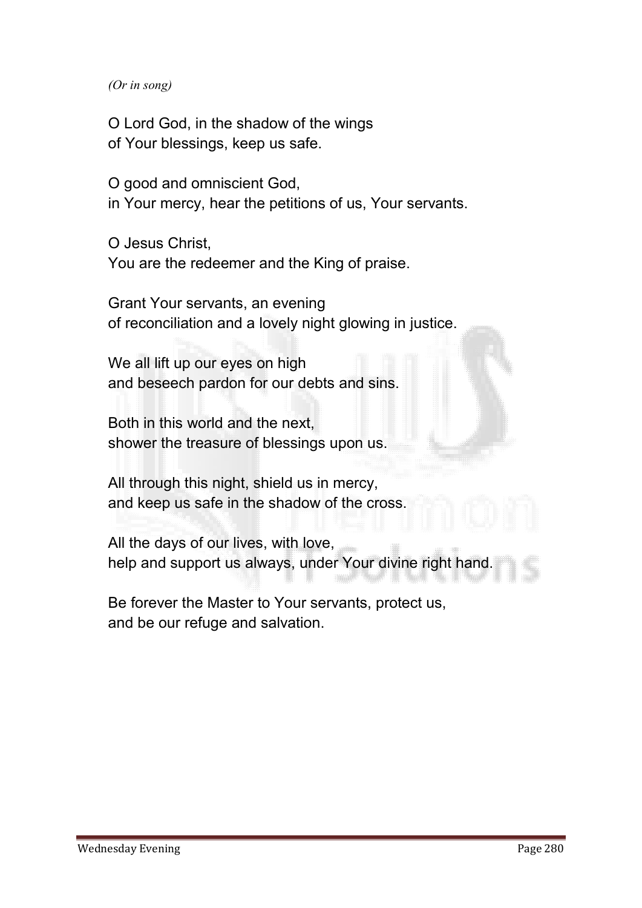*(Or in song)*

O Lord God, in the shadow of the wings
of Your blessings, keep us safe.

O good and omniscient God,
in Your mercy, hear the petitions of us, Your servants.

O Jesus Christ,
You are the redeemer and the King of praise.

Grant Your servants, an evening
of reconciliation and a lovely night glowing in justice.

We all lift up our eyes on high
and beseech pardon for our debts and sins.

Both in this world and the next,
shower the treasure of blessings upon us.

All through this night, shield us in mercy,
and keep us safe in the shadow of the cross.

All the days of our lives, with love,
help and support us always, under Your divine right hand.

Be forever the Master to Your servants, protect us,
and be our refuge and salvation.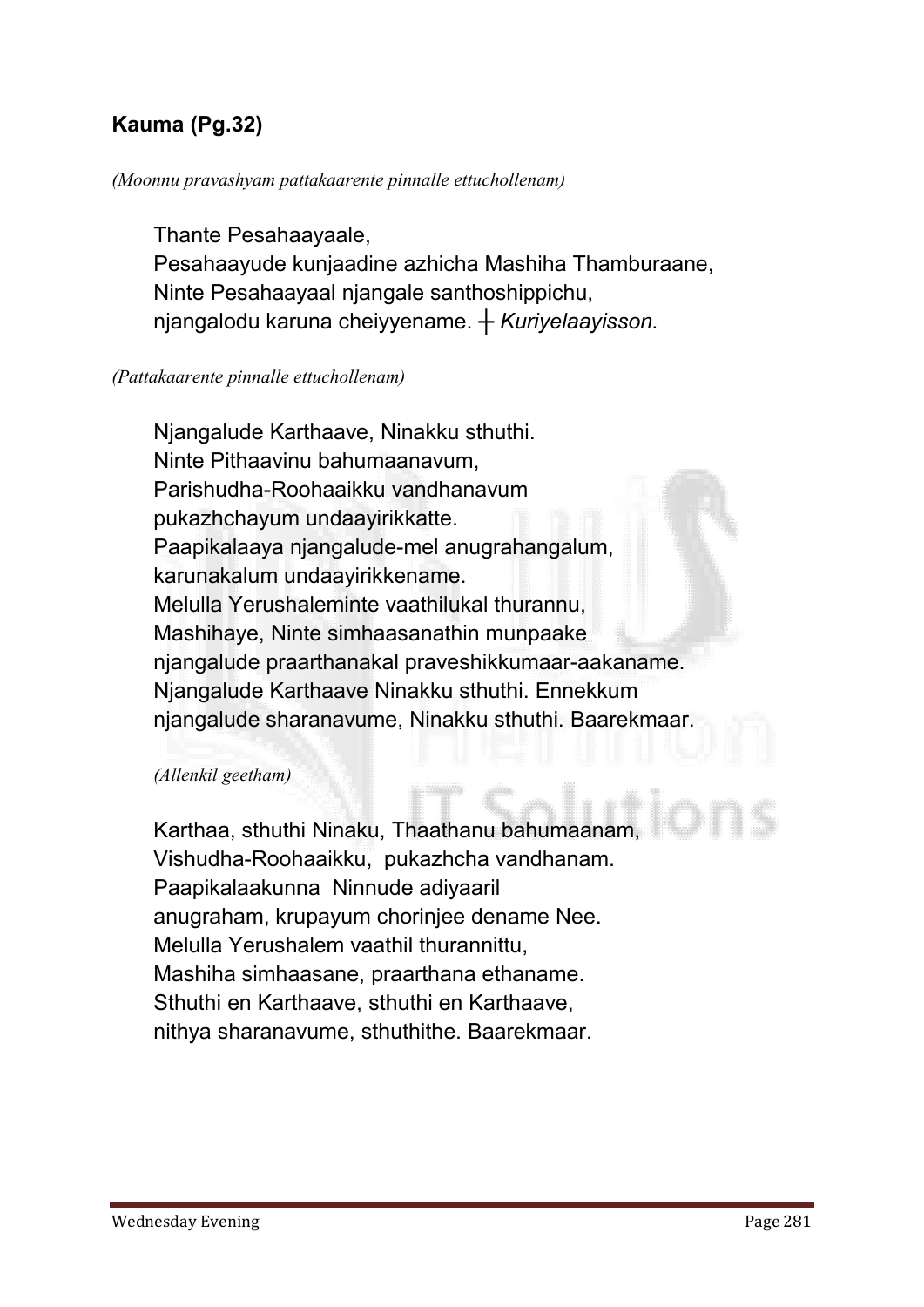**Kauma (Pg.32)**

*(Moonnu pravashyam pattakaarente pinnalle ettuchollenam)*

Thante Pesahaayaale,
Pesahaayude kunjaadine azhicha Mashiha Thamburaane,
Ninte Pesahaayaal njangale santhoshippichu,
njangalodu karuna cheiyyename. ┼ *Kuriyelaayisson.*

*(Pattakaarente pinnalle ettuchollenam)*

Njangalude Karthaave, Ninakku sthuthi.
Ninte Pithaavinu bahumaanavum,
Parishudha-Roohaaikku vandhanavum
pukazhchayum undaayirikkatte.
Paapikalaaya njangalude-mel anugrahangalum,
karunakalum undaayirikkename.
Melulla Yerushaleminte vaathilukal thurannu,
Mashihaye, Ninte simhaasanathin munpaake
njangalude praarthanakal praveshikkumaar-aakaname.
Njangalude Karthaave Ninakku sthuthi. Ennekkum
njangalude sharanavume, Ninakku sthuthi. Baarekmaar.

*(Allenkil geetham)*

Karthaa, sthuthi Ninaku, Thaathanu bahumaanam,
Vishudha-Roohaaikku, pukazhcha vandhanam.
Paapikalaakunna Ninnude adiyaaril
anugraham, krupayum chorinjee dename Nee.
Melulla Yerushalem vaathil thurannittu,
Mashiha simhaasane, praarthana ethaname.
Sthuthi en Karthaave, sthuthi en Karthaave,
nithya sharanavume, sthuthithe. Baarekmaar.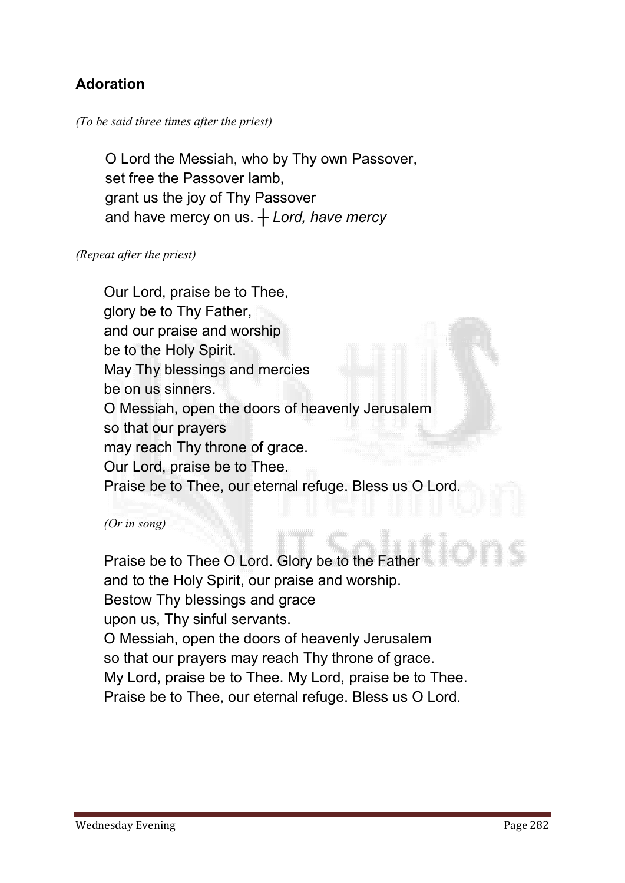## Adoration

*(To be said three times after the priest)*

O Lord the Messiah, who by Thy own Passover,
set free the Passover lamb,
grant us the joy of Thy Passover
and have mercy on us. ┼ *Lord, have mercy*

*(Repeat after the priest)*

Our Lord, praise be to Thee,
glory be to Thy Father,
and our praise and worship
be to the Holy Spirit.
May Thy blessings and mercies
be on us sinners.
O Messiah, open the doors of heavenly Jerusalem
so that our prayers
may reach Thy throne of grace.
Our Lord, praise be to Thee.
Praise be to Thee, our eternal refuge. Bless us O Lord.

*(Or in song)*

Praise be to Thee O Lord. Glory be to the Father
and to the Holy Spirit, our praise and worship.
Bestow Thy blessings and grace
upon us, Thy sinful servants.
O Messiah, open the doors of heavenly Jerusalem
so that our prayers may reach Thy throne of grace.
My Lord, praise be to Thee. My Lord, praise be to Thee.
Praise be to Thee, our eternal refuge. Bless us O Lord.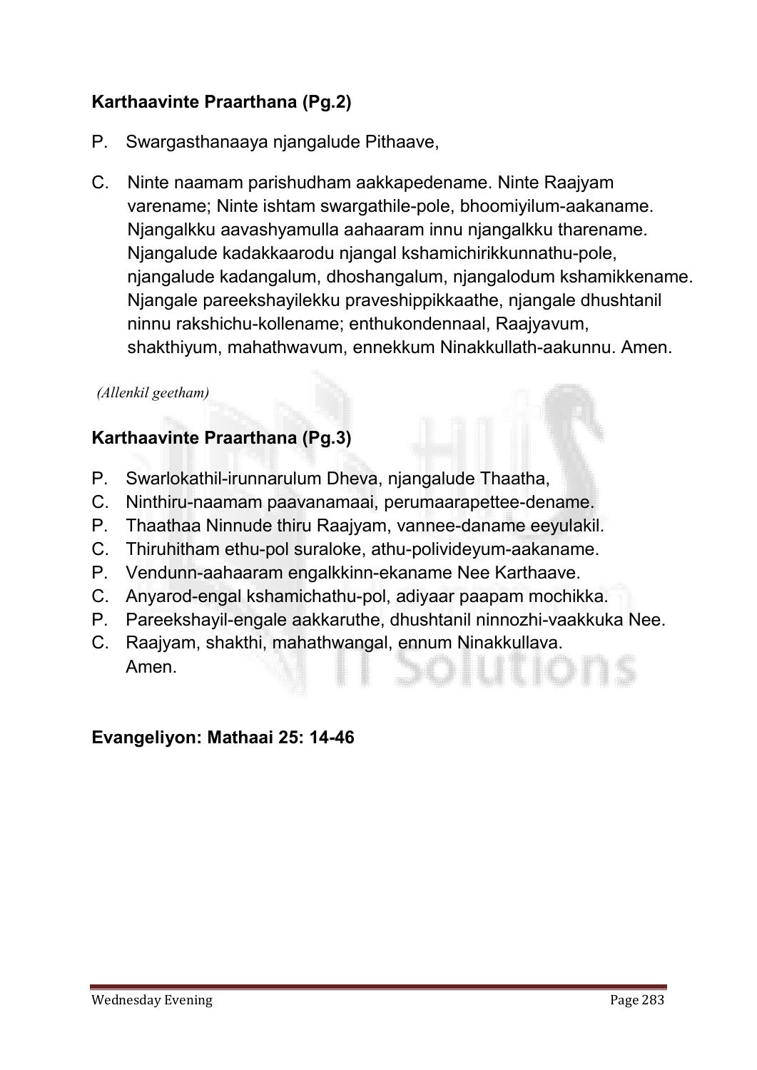**Karthaavinte Praarthana (Pg.2)**

P. Swargasthanaaya njangalude Pithaave,

C. Ninte naamam parishudham aakkapedename. Ninte Raajyam varename; Ninte ishtam swargathile-pole, bhoomiyilum-aakaname. Njangalkku aavashyamulla aahaaram innu njangalkku tharename. Njangalude kadakkaarodu njangal kshamichirikkunnathu-pole, njangalude kadangalum, dhoshangalum, njangalodum kshamikkename. Njangale pareekshayilekku praveshippikkaathe, njangale dhushtanil ninnu rakshichu-kollename; enthukondennaal, Raajyavum, shakthiyum, mahathwavum, ennekkum Ninakkullath-aakunnu. Amen.

*(Allenkil geetham)*

**Karthaavinte Praarthana (Pg.3)**

P. Swarlokathil-irunnarulum Dheva, njangalude Thaatha,
C. Ninthiru-naamam paavanamaai, perumaarapettee-dename.
P. Thaathaa Ninnude thiru Raajyam, vannee-daname eeyulakil.
C. Thiruhitham ethu-pol suraloke, athu-polivideyum-aakaname.
P. Vendunn-aahaaram engalkkinn-ekaname Nee Karthaave.
C. Anyarod-engal kshamichathu-pol, adiyaar paapam mochikka.
P. Pareekshayil-engale aakkaruthe, dhushtanil ninnozhi-vaakkuka Nee.
C. Raajyam, shakthi, mahathwangal, ennum Ninakkullava.
Amen.

**Evangeliyon: Mathaai 25: 14-46**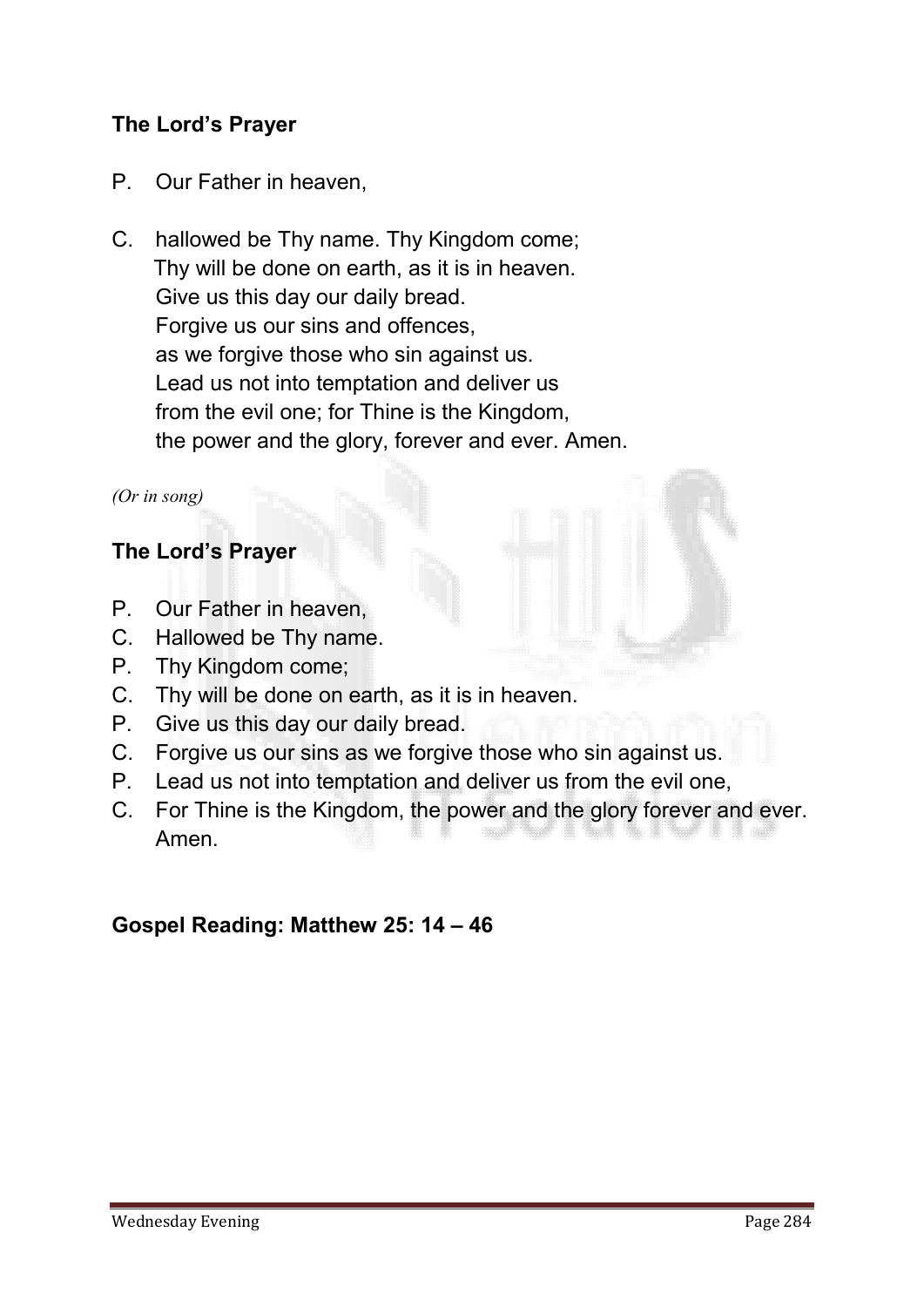**The Lord's Prayer**

P. Our Father in heaven,

C. hallowed be Thy name. Thy Kingdom come;
Thy will be done on earth, as it is in heaven.
Give us this day our daily bread.
Forgive us our sins and offences,
as we forgive those who sin against us.
Lead us not into temptation and deliver us
from the evil one; for Thine is the Kingdom,
the power and the glory, forever and ever. Amen.

*(Or in song)*

**The Lord's Prayer**

P. Our Father in heaven,
C. Hallowed be Thy name.
P. Thy Kingdom come;
C. Thy will be done on earth, as it is in heaven.
P. Give us this day our daily bread.
C. Forgive us our sins as we forgive those who sin against us.
P. Lead us not into temptation and deliver us from the evil one,
C. For Thine is the Kingdom, the power and the glory forever and ever. Amen.

**Gospel Reading: Matthew 25: 14 – 46**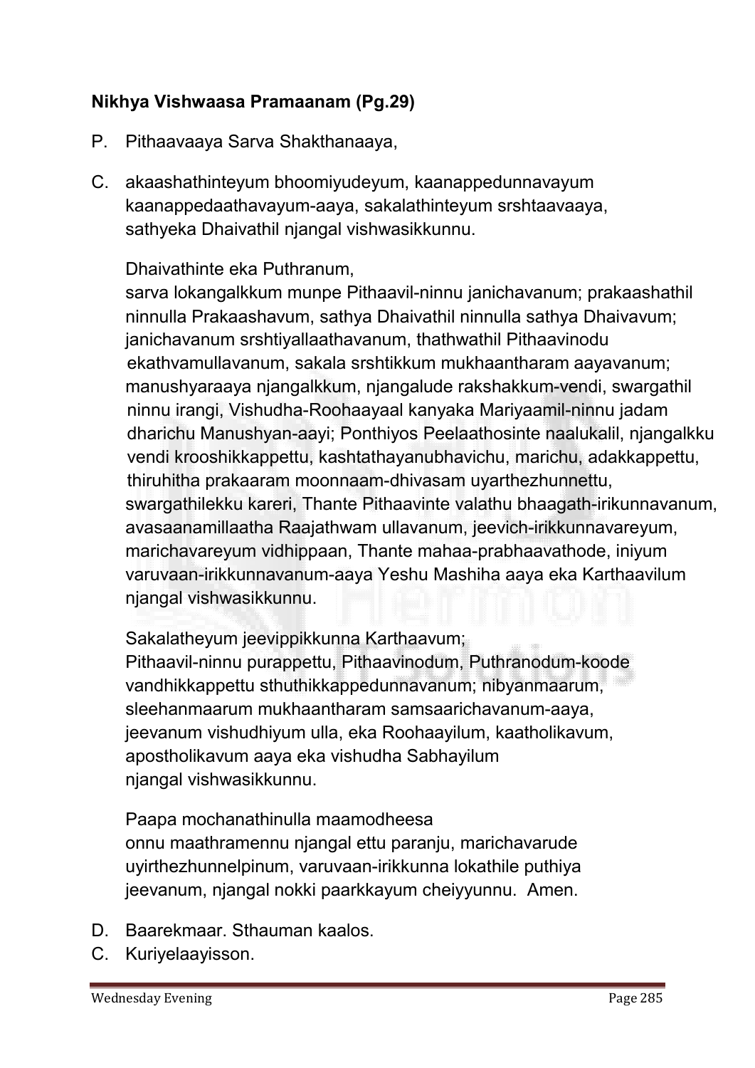**Nikhya Vishwaasa Pramaanam (Pg.29)**

P. Pithaavaaya Sarva Shakthanaaya,

C. akaashathinteyum bhoomiyudeyum, kaanappedunnavayum kaanappedaathavayum-aaya, sakalathinteyum srshtaavaaya, sathyeka Dhaivathil njangal vishwasikkunnu.

Dhaivathinte eka Puthranum,
sarva lokangalkkum munpe Pithaavil-ninnu janichavanum; prakaashathil ninnulla Prakaashavum, sathya Dhaivathil ninnulla sathya Dhaivavum; janichavanum srshtiyallaathavanum, thathwathil Pithaavinodu ekathvamullavanum, sakala srshtikkum mukhaantharam aayavanum; manushyaraaya njangalkkum, njangalude rakshakkum-vendi, swargathil ninnu irangi, Vishudha-Roohaayaal kanyaka Mariyaamil-ninnu jadam dharichu Manushyan-aayi; Ponthiyos Peelaathosinte naalukalil, njangalkku vendi krooshikkappettu, kashtathayanubhavichu, marichu, adakkappettu, thiruhitha prakaaram moonnaam-dhivasam uyarthezhunnettu, swargathilekku kareri, Thante Pithaavinte valathu bhaagath-irikunnavanum, avasaanamillaatha Raajathwam ullavanum, jeevich-irikkunnavareyum, marichavareyum vidhippaan, Thante mahaa-prabhaavathode, iniyum varuvaan-irikkunnavanum-aaya Yeshu Mashiha aaya eka Karthaavilum njangal vishwasikkunnu.

Sakalatheyum jeevippikkunna Karthaavum;
Pithaavil-ninnu purappettu, Pithaavinodum, Puthranodum-koode vandhikkappettu sthuthikkappedunnavanum; nibyanmaarum, sleehanmaarum mukhaantharam samsaarichavanum-aaya, jeevanum vishudhiyum ulla, eka Roohaayilum, kaatholikavum, apostholikavum aaya eka vishudha Sabhayilum njangal vishwasikkunnu.

Paapa mochanathinulla maamodheesa onnu maathramennu njangal ettu paranju, marichavarude uyirthezhunnelpinum, varuvaan-irikkunna lokathile puthiya jeevanum, njangal nokki paarkkayum cheiyyunnu. Amen.

D. Baarekmaar. Sthauman kaalos.

C. Kuriyelaayisson.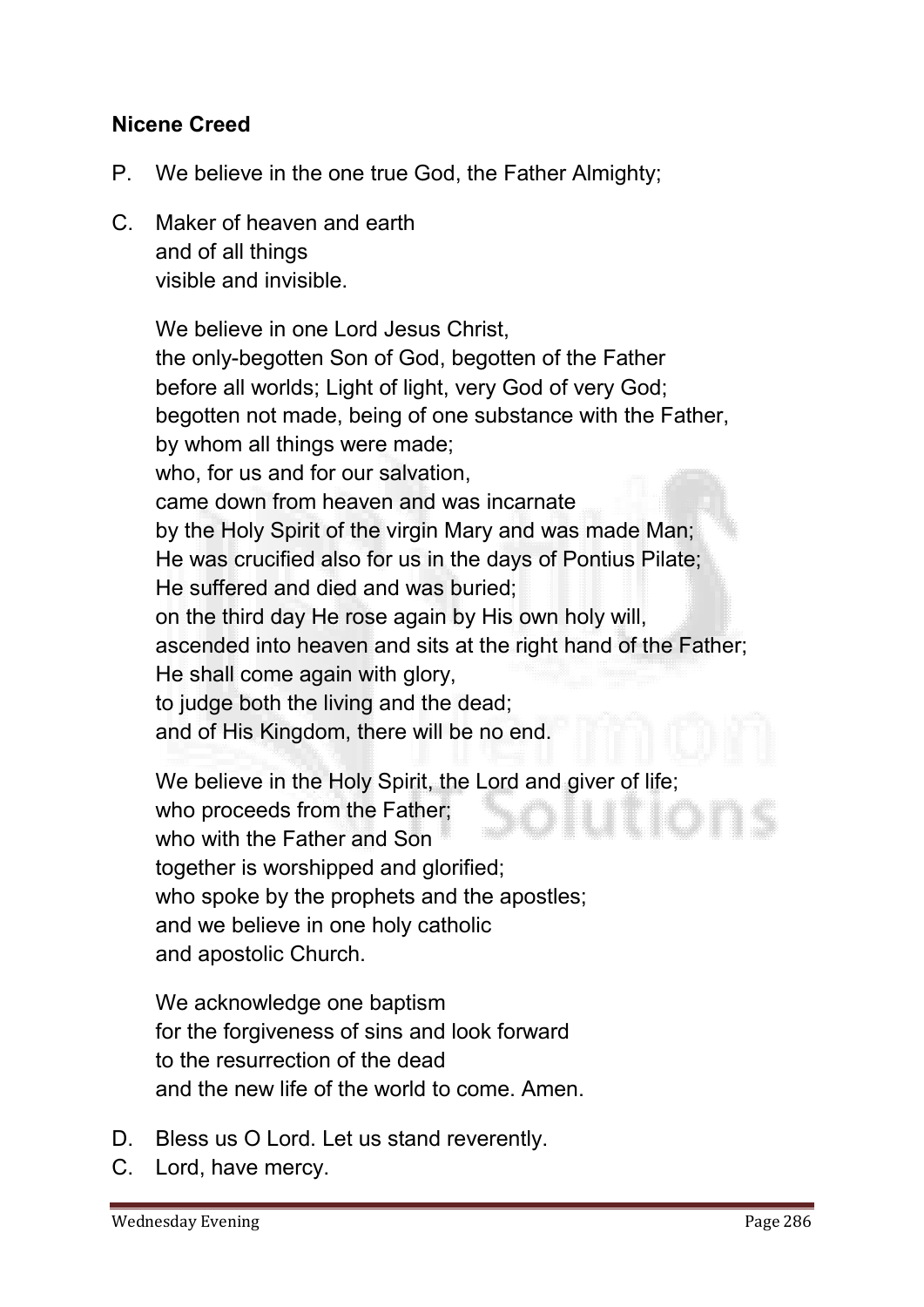**Nicene Creed**

P. We believe in the one true God, the Father Almighty;

C. Maker of heaven and earth  
and of all things  
visible and invisible.

We believe in one Lord Jesus Christ,  
the only-begotten Son of God, begotten of the Father  
before all worlds; Light of light, very God of very God;  
begotten not made, being of one substance with the Father,  
by whom all things were made;  
who, for us and for our salvation,  
came down from heaven and was incarnate  
by the Holy Spirit of the virgin Mary and was made Man;  
He was crucified also for us in the days of Pontius Pilate;  
He suffered and died and was buried;  
on the third day He rose again by His own holy will,  
ascended into heaven and sits at the right hand of the Father;  
He shall come again with glory,  
to judge both the living and the dead;  
and of His Kingdom, there will be no end.

We believe in the Holy Spirit, the Lord and giver of life;  
who proceeds from the Father;  
who with the Father and Son  
together is worshipped and glorified;  
who spoke by the prophets and the apostles;  
and we believe in one holy catholic  
and apostolic Church.

We acknowledge one baptism  
for the forgiveness of sins and look forward  
to the resurrection of the dead  
and the new life of the world to come. Amen.

D. Bless us O Lord. Let us stand reverently.

C. Lord, have mercy.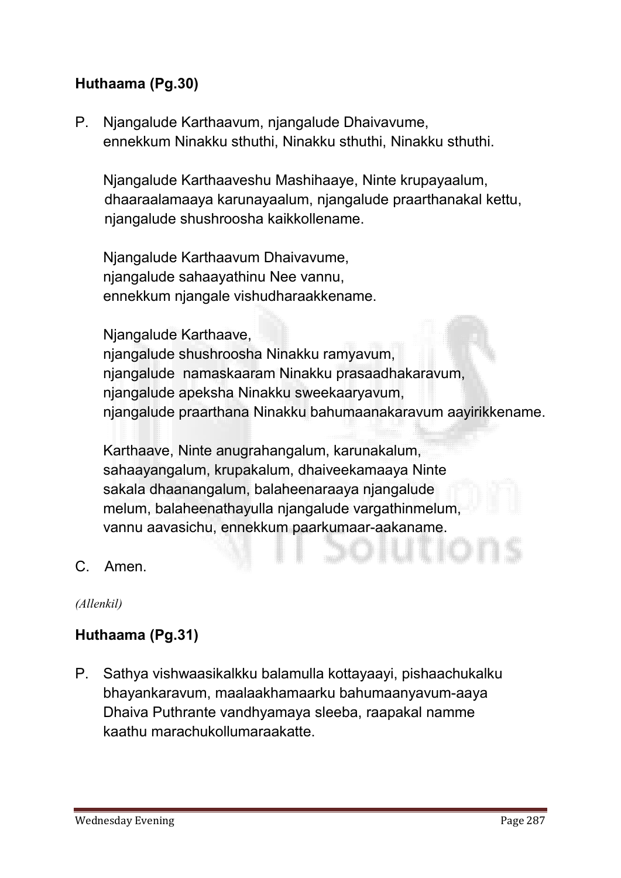**Huthaama (Pg.30)**

P. Njangalude Karthaavum, njangalude Dhaivavume, ennekkum Ninakku sthuthi, Ninakku sthuthi, Ninakku sthuthi.

Njangalude Karthaaveshu Mashihaaye, Ninte krupayaalum, dhaaraalamaaya karunayaalum, njangalude praarthanakal kettu, njangalude shushroosha kaikkollename.

Njangalude Karthaavum Dhaivavume, njangalude sahaayathinu Nee vannu, ennekkum njangale vishudharaakkename.

Njangalude Karthaave, njangalude shushroosha Ninakku ramyavum, njangalude namaskaaram Ninakku prasaadhakaravum, njangalude apeksha Ninakku sweekaaryavum, njangalude praarthana Ninakku bahumaanakaravum aayirikkename.

Karthaave, Ninte anugrahangalum, karunakalum, sahaayangalum, krupakalum, dhaiveekamaaya Ninte sakala dhaanangalum, balaheenaraaya njangalude melum, balaheenathayulla njangalude vargathinmelum, vannu aavasichu, ennekkum paarkumaar-aakaname.

C. Amen.

*(Allenkil)*

**Huthaama (Pg.31)**

P. Sathya vishwaasikalkku balamulla kottayaayi, pishaachukalku bhayankaravum, maalaakhamaarku bahumaanyavum-aaya Dhaiva Puthrante vandhyamaya sleeba, raapakal namme kaathu marachukollumaraakatte.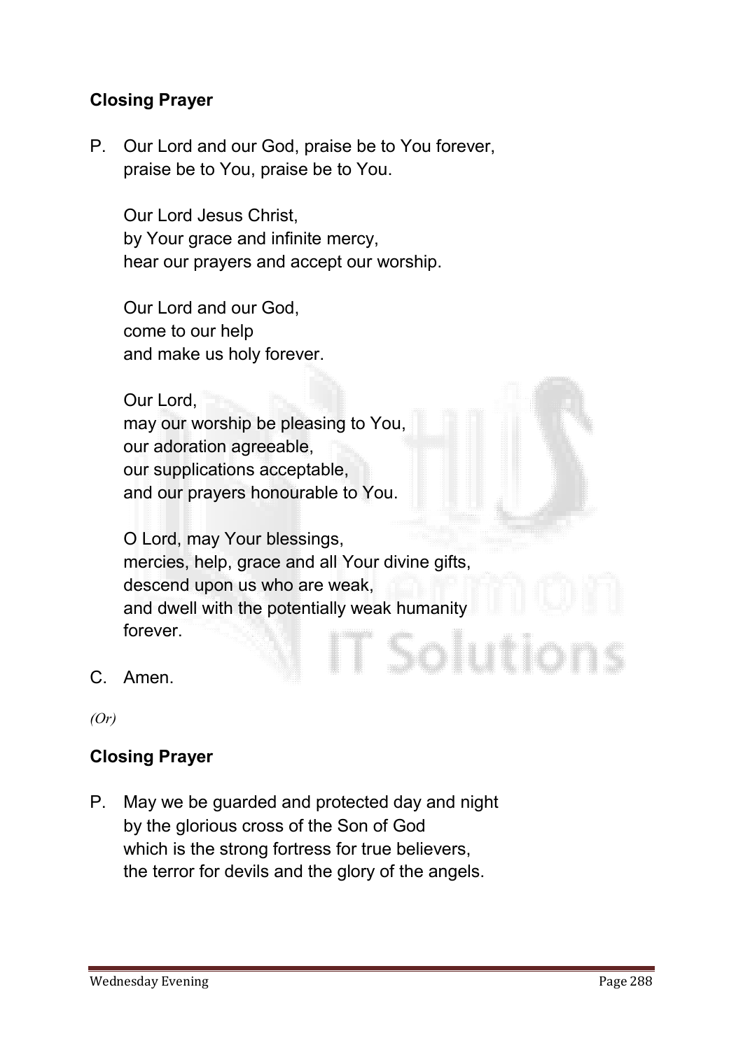**Closing Prayer**

P. Our Lord and our God, praise be to You forever,
praise be to You, praise be to You.

Our Lord Jesus Christ,
by Your grace and infinite mercy,
hear our prayers and accept our worship.

Our Lord and our God,
come to our help
and make us holy forever.

Our Lord,
may our worship be pleasing to You,
our adoration agreeable,
our supplications acceptable,
and our prayers honourable to You.

O Lord, may Your blessings,
mercies, help, grace and all Your divine gifts,
descend upon us who are weak,
and dwell with the potentially weak humanity
forever.

C. Amen.

*(Or)*

**Closing Prayer**

P. May we be guarded and protected day and night
by the glorious cross of the Son of God
which is the strong fortress for true believers,
the terror for devils and the glory of the angels.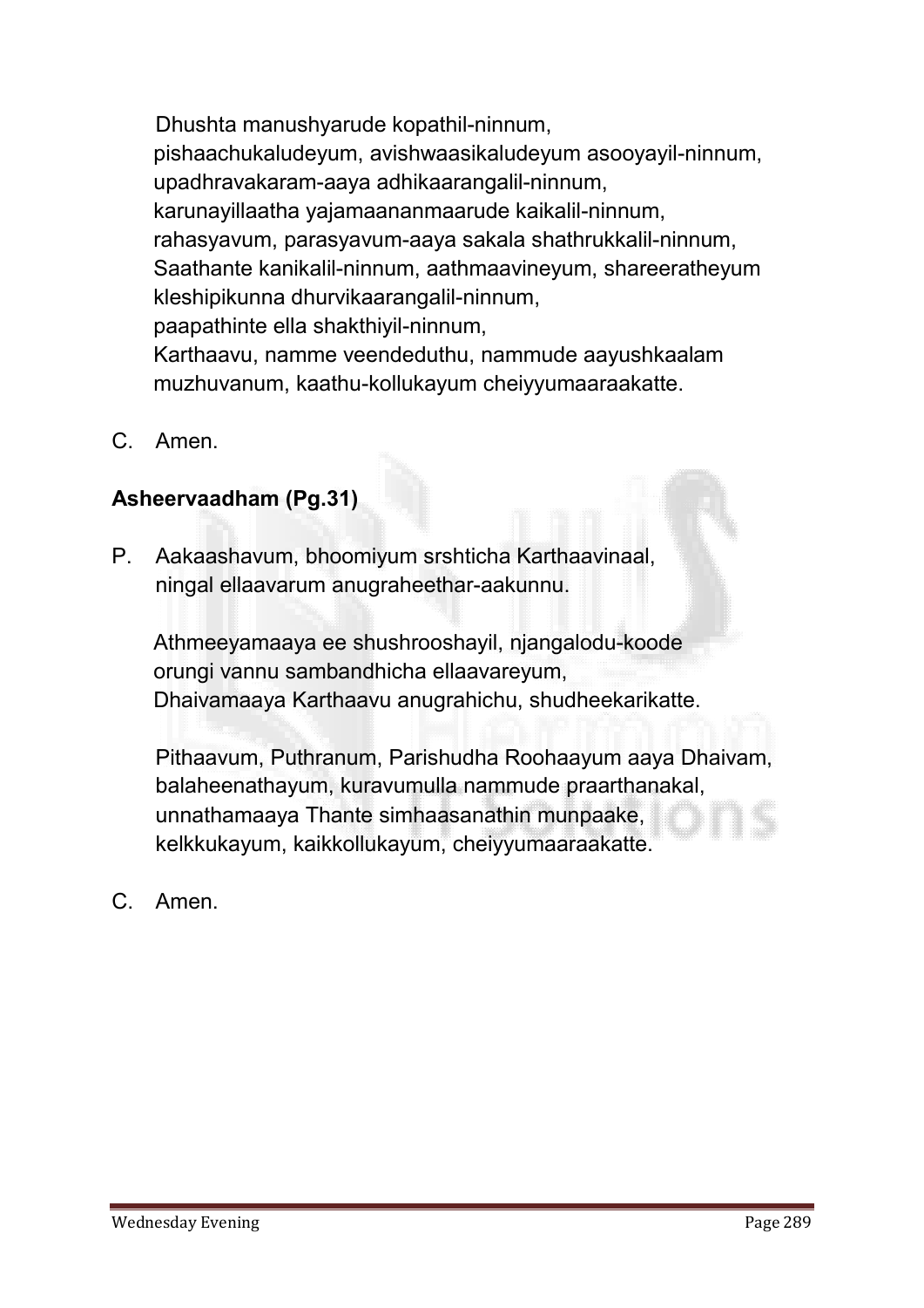Dhushta manushyarude kopathil-ninnum,
pishaachukaludeyum, avishwaasikaludeyum asooyayil-ninnum,
upadhravakaram-aaya adhikaarangalil-ninnum,
karunayillaatha yajamaananmaarude kaikalil-ninnum,
rahasyavum, parasyavum-aaya sakala shathrukkalil-ninnum,
Saathante kanikalil-ninnum, aathmaavineyum, shareeratheyum
kleshipikunna dhurvikaarangalil-ninnum,
paapathinte ella shakthiyil-ninnum,
Karthaavu, namme veendeduthu, nammude aayushkaalam
muzhuvanum, kaathu-kollukayum cheiyyumaaraakatte.

C. Amen.

**Asheervaadham (Pg.31)**

P. Aakaashavum, bhoomiyum srshticha Karthaavinaal,
ningal ellaavarum anugraheethar-aakunnu.

Athmeeyamaaya ee shushrooshayil, njangalodu-koode
orungi vannu sambandhicha ellaavareyum,
Dhaivamaaya Karthaavu anugrahichu, shudheekarikatte.

Pithaavum, Puthranum, Parishudha Roohaayum aaya Dhaivam,
balaheenathayum, kuravumulla nammude praarthanakal,
unnathamaaya Thante simhaasanathin munpaake,
kelkkukayum, kaikkollukayum, cheiyyumaaraakatte.

C. Amen.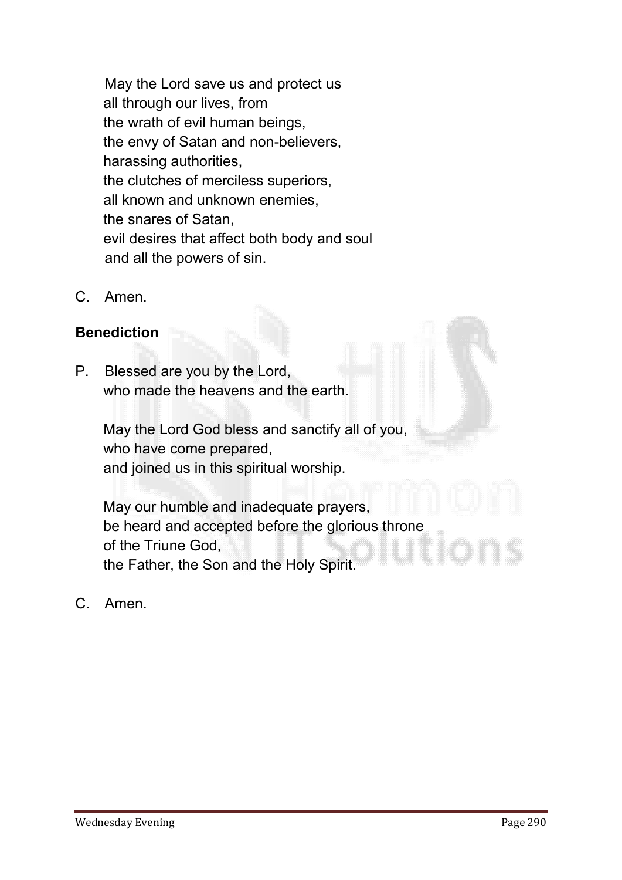May the Lord save us and protect us
all through our lives, from
the wrath of evil human beings,
the envy of Satan and non-believers,
harassing authorities,
the clutches of merciless superiors,
all known and unknown enemies,
the snares of Satan,
evil desires that affect both body and soul
and all the powers of sin.

C. Amen.

**Benediction**

P. Blessed are you by the Lord,
who made the heavens and the earth.

May the Lord God bless and sanctify all of you,
who have come prepared,
and joined us in this spiritual worship.

May our humble and inadequate prayers,
be heard and accepted before the glorious throne
of the Triune God,
the Father, the Son and the Holy Spirit.

C. Amen.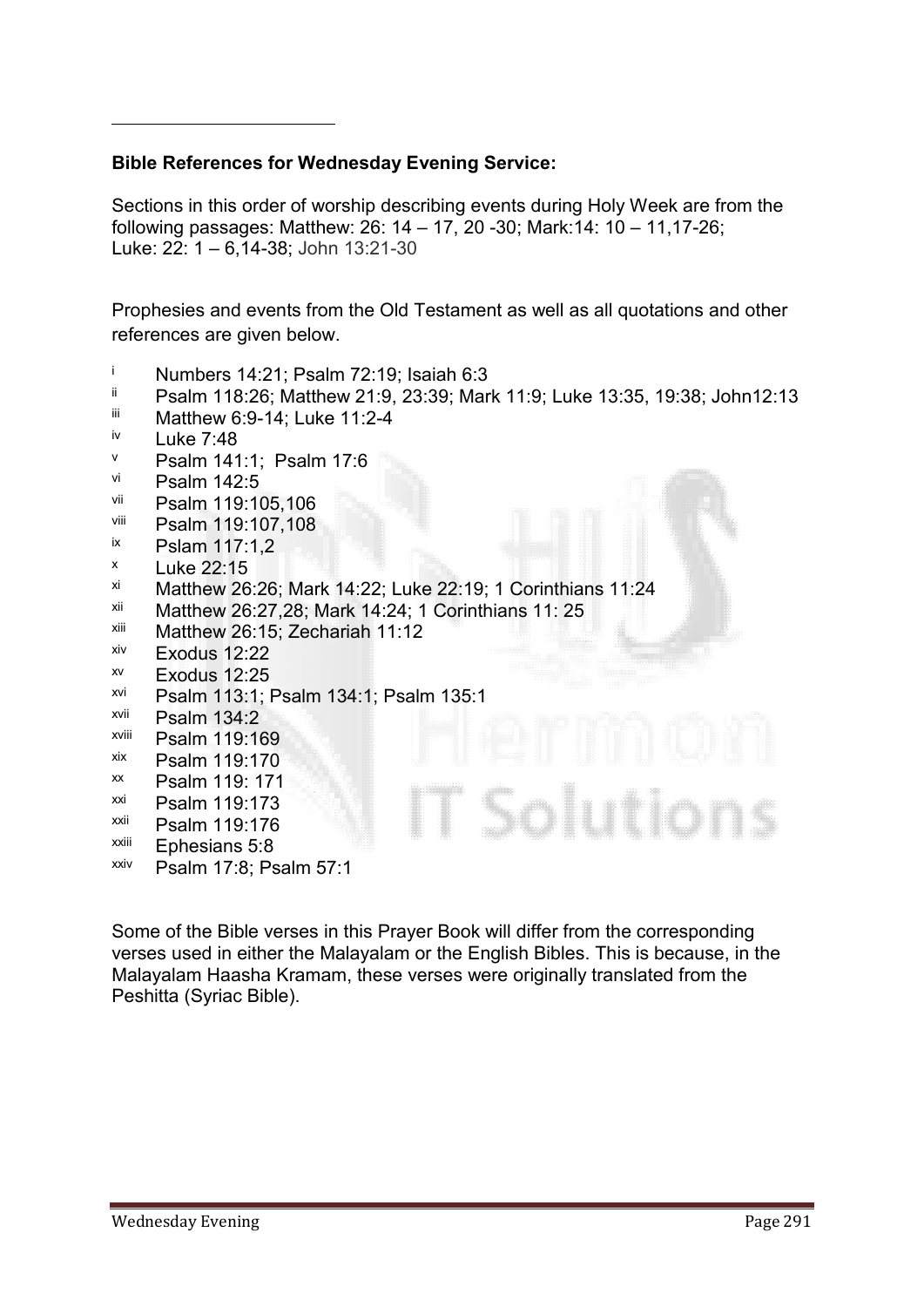**Bible References for Wednesday Evening Service:**

Sections in this order of worship describing events during Holy Week are from the following passages: Matthew: 26: 14 – 17, 20 -30; Mark:14: 10 – 11,17-26; Luke: 22: 1 – 6,14-38; John 13:21-30

Prophesies and events from the Old Testament as well as all quotations and other references are given below.

- [i] Numbers 14:21; Psalm 72:19; Isaiah 6:3
- [ii] Psalm 118:26; Matthew 21:9, 23:39; Mark 11:9; Luke 13:35, 19:38; John12:13
- [iii] Matthew 6:9-14; Luke 11:2-4
- [iv] Luke 7:48
- [v] Psalm 141:1; Psalm 17:6
- [vi] Psalm 142:5
- [vii] Psalm 119:105,106
- [viii] Psalm 119:107,108
- [ix] Pslam 117:1,2
- [x] Luke 22:15
- [xi] Matthew 26:26; Mark 14:22; Luke 22:19; 1 Corinthians 11:24
- [xii] Matthew 26:27,28; Mark 14:24; 1 Corinthians 11: 25
- [xiii] Matthew 26:15; Zechariah 11:12
- [xiv] Exodus 12:22
- [xv] Exodus 12:25
- [xvi] Psalm 113:1; Psalm 134:1; Psalm 135:1
- [xvii] Psalm 134:2
- [xviii] Psalm 119:169
- [xix] Psalm 119:170
- [xx] Psalm 119: 171
- [xxi] Psalm 119:173
- [xxii] Psalm 119:176
- [xxiii] Ephesians 5:8
- [xxiv] Psalm 17:8; Psalm 57:1

Some of the Bible verses in this Prayer Book will differ from the corresponding verses used in either the Malayalam or the English Bibles. This is because, in the Malayalam Haasha Kramam, these verses were originally translated from the Peshitta (Syriac Bible).